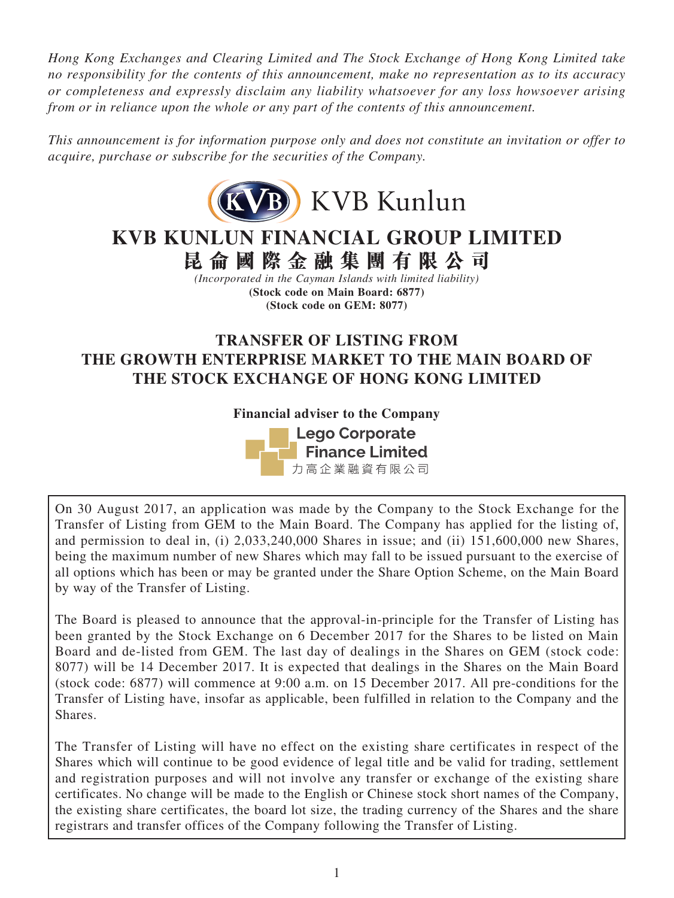*Hong Kong Exchanges and Clearing Limited and The Stock Exchange of Hong Kong Limited take no responsibility for the contents of this announcement, make no representation as to its accuracy or completeness and expressly disclaim any liability whatsoever for any loss howsoever arising from or in reliance upon the whole or any part of the contents of this announcement.*

*This announcement is for information purpose only and does not constitute an invitation or offer to acquire, purchase or subscribe for the securities of the Company.*

KVB Kunlun

# KVB KUNLUN FINANCIAL GROUP LIMITED
# 昆侖國際金融集團有限公司

*(Incorporated in the Cayman Islands with limited liability)*
**(Stock code on Main Board: 6877)**
**(Stock code on GEM: 8077)**

## TRANSFER OF LISTING FROM THE GROWTH ENTERPRISE MARKET TO THE MAIN BOARD OF THE STOCK EXCHANGE OF HONG KONG LIMITED

**Financial adviser to the Company**

Lego Corporate Finance Limited
力高企業融資有限公司

On 30 August 2017, an application was made by the Company to the Stock Exchange for the Transfer of Listing from GEM to the Main Board. The Company has applied for the listing of, and permission to deal in, (i) 2,033,240,000 Shares in issue; and (ii) 151,600,000 new Shares, being the maximum number of new Shares which may fall to be issued pursuant to the exercise of all options which has been or may be granted under the Share Option Scheme, on the Main Board by way of the Transfer of Listing.

The Board is pleased to announce that the approval-in-principle for the Transfer of Listing has been granted by the Stock Exchange on 6 December 2017 for the Shares to be listed on Main Board and de-listed from GEM. The last day of dealings in the Shares on GEM (stock code: 8077) will be 14 December 2017. It is expected that dealings in the Shares on the Main Board (stock code: 6877) will commence at 9:00 a.m. on 15 December 2017. All pre-conditions for the Transfer of Listing have, insofar as applicable, been fulfilled in relation to the Company and the Shares.

The Transfer of Listing will have no effect on the existing share certificates in respect of the Shares which will continue to be good evidence of legal title and be valid for trading, settlement and registration purposes and will not involve any transfer or exchange of the existing share certificates. No change will be made to the English or Chinese stock short names of the Company, the existing share certificates, the board lot size, the trading currency of the Shares and the share registrars and transfer offices of the Company following the Transfer of Listing.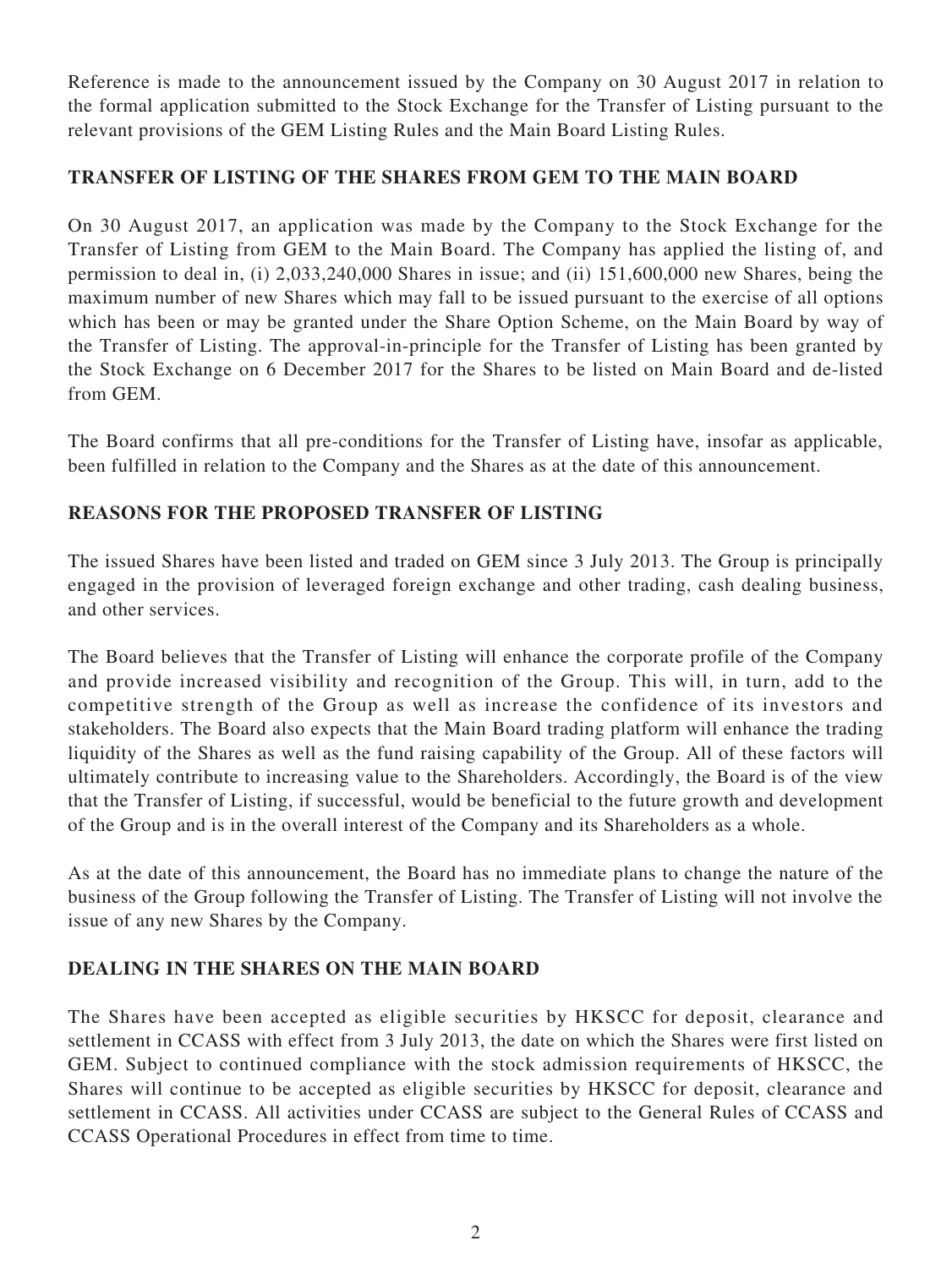Reference is made to the announcement issued by the Company on 30 August 2017 in relation to the formal application submitted to the Stock Exchange for the Transfer of Listing pursuant to the relevant provisions of the GEM Listing Rules and the Main Board Listing Rules.

## TRANSFER OF LISTING OF THE SHARES FROM GEM TO THE MAIN BOARD

On 30 August 2017, an application was made by the Company to the Stock Exchange for the Transfer of Listing from GEM to the Main Board. The Company has applied the listing of, and permission to deal in, (i) 2,033,240,000 Shares in issue; and (ii) 151,600,000 new Shares, being the maximum number of new Shares which may fall to be issued pursuant to the exercise of all options which has been or may be granted under the Share Option Scheme, on the Main Board by way of the Transfer of Listing. The approval-in-principle for the Transfer of Listing has been granted by the Stock Exchange on 6 December 2017 for the Shares to be listed on Main Board and de-listed from GEM.

The Board confirms that all pre-conditions for the Transfer of Listing have, insofar as applicable, been fulfilled in relation to the Company and the Shares as at the date of this announcement.

## REASONS FOR THE PROPOSED TRANSFER OF LISTING

The issued Shares have been listed and traded on GEM since 3 July 2013. The Group is principally engaged in the provision of leveraged foreign exchange and other trading, cash dealing business, and other services.

The Board believes that the Transfer of Listing will enhance the corporate profile of the Company and provide increased visibility and recognition of the Group. This will, in turn, add to the competitive strength of the Group as well as increase the confidence of its investors and stakeholders. The Board also expects that the Main Board trading platform will enhance the trading liquidity of the Shares as well as the fund raising capability of the Group. All of these factors will ultimately contribute to increasing value to the Shareholders. Accordingly, the Board is of the view that the Transfer of Listing, if successful, would be beneficial to the future growth and development of the Group and is in the overall interest of the Company and its Shareholders as a whole.

As at the date of this announcement, the Board has no immediate plans to change the nature of the business of the Group following the Transfer of Listing. The Transfer of Listing will not involve the issue of any new Shares by the Company.

## DEALING IN THE SHARES ON THE MAIN BOARD

The Shares have been accepted as eligible securities by HKSCC for deposit, clearance and settlement in CCASS with effect from 3 July 2013, the date on which the Shares were first listed on GEM. Subject to continued compliance with the stock admission requirements of HKSCC, the Shares will continue to be accepted as eligible securities by HKSCC for deposit, clearance and settlement in CCASS. All activities under CCASS are subject to the General Rules of CCASS and CCASS Operational Procedures in effect from time to time.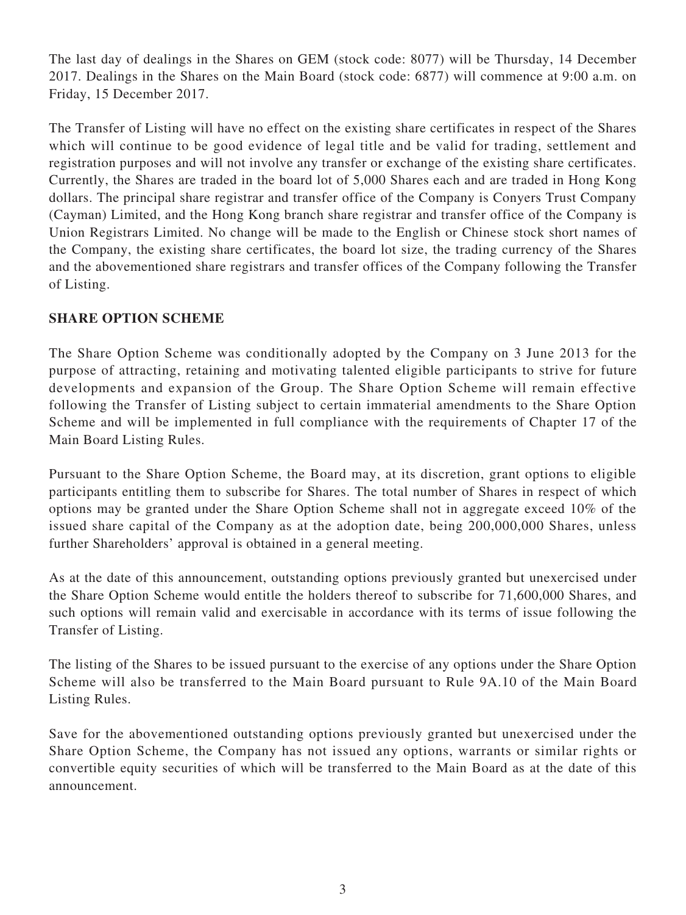The last day of dealings in the Shares on GEM (stock code: 8077) will be Thursday, 14 December 2017. Dealings in the Shares on the Main Board (stock code: 6877) will commence at 9:00 a.m. on Friday, 15 December 2017.

The Transfer of Listing will have no effect on the existing share certificates in respect of the Shares which will continue to be good evidence of legal title and be valid for trading, settlement and registration purposes and will not involve any transfer or exchange of the existing share certificates. Currently, the Shares are traded in the board lot of 5,000 Shares each and are traded in Hong Kong dollars. The principal share registrar and transfer office of the Company is Conyers Trust Company (Cayman) Limited, and the Hong Kong branch share registrar and transfer office of the Company is Union Registrars Limited. No change will be made to the English or Chinese stock short names of the Company, the existing share certificates, the board lot size, the trading currency of the Shares and the abovementioned share registrars and transfer offices of the Company following the Transfer of Listing.

## SHARE OPTION SCHEME

The Share Option Scheme was conditionally adopted by the Company on 3 June 2013 for the purpose of attracting, retaining and motivating talented eligible participants to strive for future developments and expansion of the Group. The Share Option Scheme will remain effective following the Transfer of Listing subject to certain immaterial amendments to the Share Option Scheme and will be implemented in full compliance with the requirements of Chapter 17 of the Main Board Listing Rules.

Pursuant to the Share Option Scheme, the Board may, at its discretion, grant options to eligible participants entitling them to subscribe for Shares. The total number of Shares in respect of which options may be granted under the Share Option Scheme shall not in aggregate exceed 10% of the issued share capital of the Company as at the adoption date, being 200,000,000 Shares, unless further Shareholders' approval is obtained in a general meeting.

As at the date of this announcement, outstanding options previously granted but unexercised under the Share Option Scheme would entitle the holders thereof to subscribe for 71,600,000 Shares, and such options will remain valid and exercisable in accordance with its terms of issue following the Transfer of Listing.

The listing of the Shares to be issued pursuant to the exercise of any options under the Share Option Scheme will also be transferred to the Main Board pursuant to Rule 9A.10 of the Main Board Listing Rules.

Save for the abovementioned outstanding options previously granted but unexercised under the Share Option Scheme, the Company has not issued any options, warrants or similar rights or convertible equity securities of which will be transferred to the Main Board as at the date of this announcement.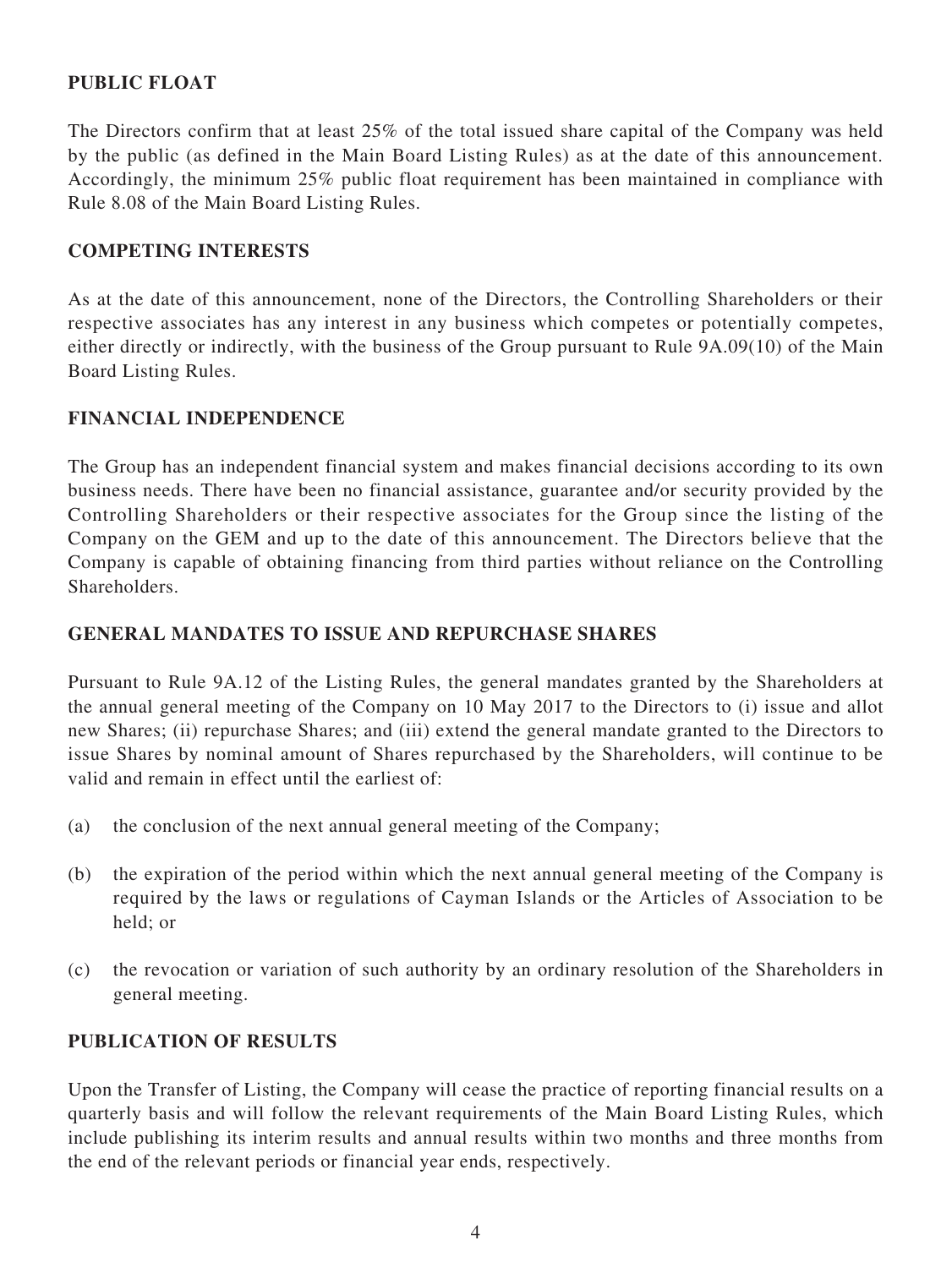**PUBLIC FLOAT**

The Directors confirm that at least 25% of the total issued share capital of the Company was held by the public (as defined in the Main Board Listing Rules) as at the date of this announcement. Accordingly, the minimum 25% public float requirement has been maintained in compliance with Rule 8.08 of the Main Board Listing Rules.

**COMPETING INTERESTS**

As at the date of this announcement, none of the Directors, the Controlling Shareholders or their respective associates has any interest in any business which competes or potentially competes, either directly or indirectly, with the business of the Group pursuant to Rule 9A.09(10) of the Main Board Listing Rules.

**FINANCIAL INDEPENDENCE**

The Group has an independent financial system and makes financial decisions according to its own business needs. There have been no financial assistance, guarantee and/or security provided by the Controlling Shareholders or their respective associates for the Group since the listing of the Company on the GEM and up to the date of this announcement. The Directors believe that the Company is capable of obtaining financing from third parties without reliance on the Controlling Shareholders.

**GENERAL MANDATES TO ISSUE AND REPURCHASE SHARES**

Pursuant to Rule 9A.12 of the Listing Rules, the general mandates granted by the Shareholders at the annual general meeting of the Company on 10 May 2017 to the Directors to (i) issue and allot new Shares; (ii) repurchase Shares; and (iii) extend the general mandate granted to the Directors to issue Shares by nominal amount of Shares repurchased by the Shareholders, will continue to be valid and remain in effect until the earliest of:

(a) the conclusion of the next annual general meeting of the Company;

(b) the expiration of the period within which the next annual general meeting of the Company is required by the laws or regulations of Cayman Islands or the Articles of Association to be held; or

(c) the revocation or variation of such authority by an ordinary resolution of the Shareholders in general meeting.

**PUBLICATION OF RESULTS**

Upon the Transfer of Listing, the Company will cease the practice of reporting financial results on a quarterly basis and will follow the relevant requirements of the Main Board Listing Rules, which include publishing its interim results and annual results within two months and three months from the end of the relevant periods or financial year ends, respectively.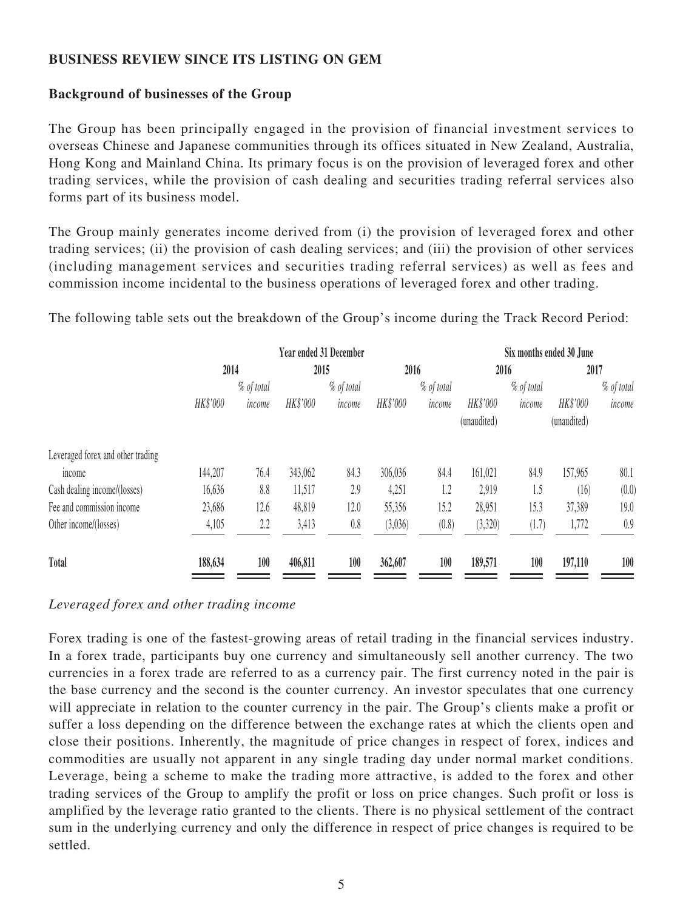**BUSINESS REVIEW SINCE ITS LISTING ON GEM**

**Background of businesses of the Group**

The Group has been principally engaged in the provision of financial investment services to overseas Chinese and Japanese communities through its offices situated in New Zealand, Australia, Hong Kong and Mainland China. Its primary focus is on the provision of leveraged forex and other trading services, while the provision of cash dealing and securities trading referral services also forms part of its business model.

The Group mainly generates income derived from (i) the provision of leveraged forex and other trading services; (ii) the provision of cash dealing services; and (iii) the provision of other services (including management services and securities trading referral services) as well as fees and commission income incidental to the business operations of leveraged forex and other trading.

The following table sets out the breakdown of the Group's income during the Track Record Period:

| | Year ended 31 December | | | | | | Six months ended 30 June | | | |
|---|---|---|---|---|---|---|---|---|---|---|
| | 2014 | | 2015 | | 2016 | | 2016 | | 2017 | |
| | *HK$'000* | *% of total income* | *HK$'000* | *% of total income* | *HK$'000* | *% of total income* | *HK$'000* (unaudited) | *% of total income* | *HK$'000* (unaudited) | *% of total income* |
| Leveraged forex and other trading income | 144,207 | 76.4 | 343,062 | 84.3 | 306,036 | 84.4 | 161,021 | 84.9 | 157,965 | 80.1 |
| Cash dealing income/(losses) | 16,636 | 8.8 | 11,517 | 2.9 | 4,251 | 1.2 | 2,919 | 1.5 | (16) | (0.0) |
| Fee and commission income | 23,686 | 12.6 | 48,819 | 12.0 | 55,356 | 15.2 | 28,951 | 15.3 | 37,389 | 19.0 |
| Other income/(losses) | 4,105 | 2.2 | 3,413 | 0.8 | (3,036) | (0.8) | (3,320) | (1.7) | 1,772 | 0.9 |
| **Total** | **188,634** | **100** | **406,811** | **100** | **362,607** | **100** | **189,571** | **100** | **197,110** | **100** |

*Leveraged forex and other trading income*

Forex trading is one of the fastest-growing areas of retail trading in the financial services industry. In a forex trade, participants buy one currency and simultaneously sell another currency. The two currencies in a forex trade are referred to as a currency pair. The first currency noted in the pair is the base currency and the second is the counter currency. An investor speculates that one currency will appreciate in relation to the counter currency in the pair. The Group's clients make a profit or suffer a loss depending on the difference between the exchange rates at which the clients open and close their positions. Inherently, the magnitude of price changes in respect of forex, indices and commodities are usually not apparent in any single trading day under normal market conditions. Leverage, being a scheme to make the trading more attractive, is added to the forex and other trading services of the Group to amplify the profit or loss on price changes. Such profit or loss is amplified by the leverage ratio granted to the clients. There is no physical settlement of the contract sum in the underlying currency and only the difference in respect of price changes is required to be settled.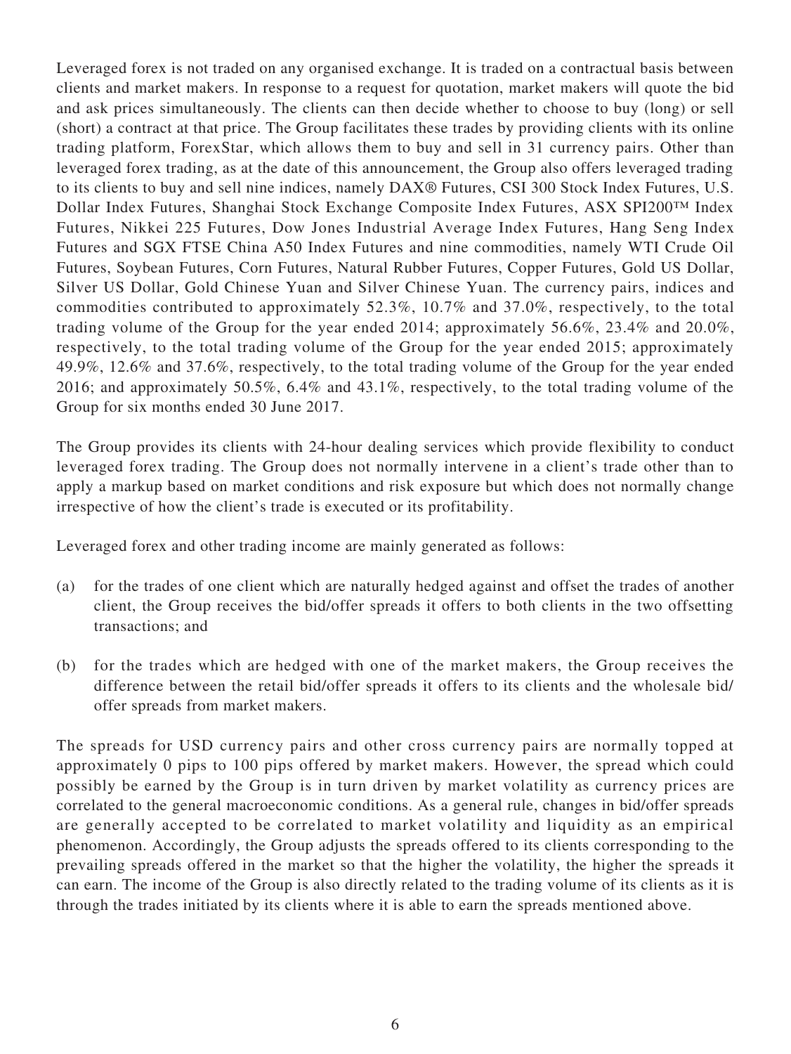Leveraged forex is not traded on any organised exchange. It is traded on a contractual basis between clients and market makers. In response to a request for quotation, market makers will quote the bid and ask prices simultaneously. The clients can then decide whether to choose to buy (long) or sell (short) a contract at that price. The Group facilitates these trades by providing clients with its online trading platform, ForexStar, which allows them to buy and sell in 31 currency pairs. Other than leveraged forex trading, as at the date of this announcement, the Group also offers leveraged trading to its clients to buy and sell nine indices, namely DAX® Futures, CSI 300 Stock Index Futures, U.S. Dollar Index Futures, Shanghai Stock Exchange Composite Index Futures, ASX SPI200™ Index Futures, Nikkei 225 Futures, Dow Jones Industrial Average Index Futures, Hang Seng Index Futures and SGX FTSE China A50 Index Futures and nine commodities, namely WTI Crude Oil Futures, Soybean Futures, Corn Futures, Natural Rubber Futures, Copper Futures, Gold US Dollar, Silver US Dollar, Gold Chinese Yuan and Silver Chinese Yuan. The currency pairs, indices and commodities contributed to approximately 52.3%, 10.7% and 37.0%, respectively, to the total trading volume of the Group for the year ended 2014; approximately 56.6%, 23.4% and 20.0%, respectively, to the total trading volume of the Group for the year ended 2015; approximately 49.9%, 12.6% and 37.6%, respectively, to the total trading volume of the Group for the year ended 2016; and approximately 50.5%, 6.4% and 43.1%, respectively, to the total trading volume of the Group for six months ended 30 June 2017.

The Group provides its clients with 24-hour dealing services which provide flexibility to conduct leveraged forex trading. The Group does not normally intervene in a client's trade other than to apply a markup based on market conditions and risk exposure but which does not normally change irrespective of how the client's trade is executed or its profitability.

Leveraged forex and other trading income are mainly generated as follows:

(a) for the trades of one client which are naturally hedged against and offset the trades of another client, the Group receives the bid/offer spreads it offers to both clients in the two offsetting transactions; and

(b) for the trades which are hedged with one of the market makers, the Group receives the difference between the retail bid/offer spreads it offers to its clients and the wholesale bid/offer spreads from market makers.

The spreads for USD currency pairs and other cross currency pairs are normally topped at approximately 0 pips to 100 pips offered by market makers. However, the spread which could possibly be earned by the Group is in turn driven by market volatility as currency prices are correlated to the general macroeconomic conditions. As a general rule, changes in bid/offer spreads are generally accepted to be correlated to market volatility and liquidity as an empirical phenomenon. Accordingly, the Group adjusts the spreads offered to its clients corresponding to the prevailing spreads offered in the market so that the higher the volatility, the higher the spreads it can earn. The income of the Group is also directly related to the trading volume of its clients as it is through the trades initiated by its clients where it is able to earn the spreads mentioned above.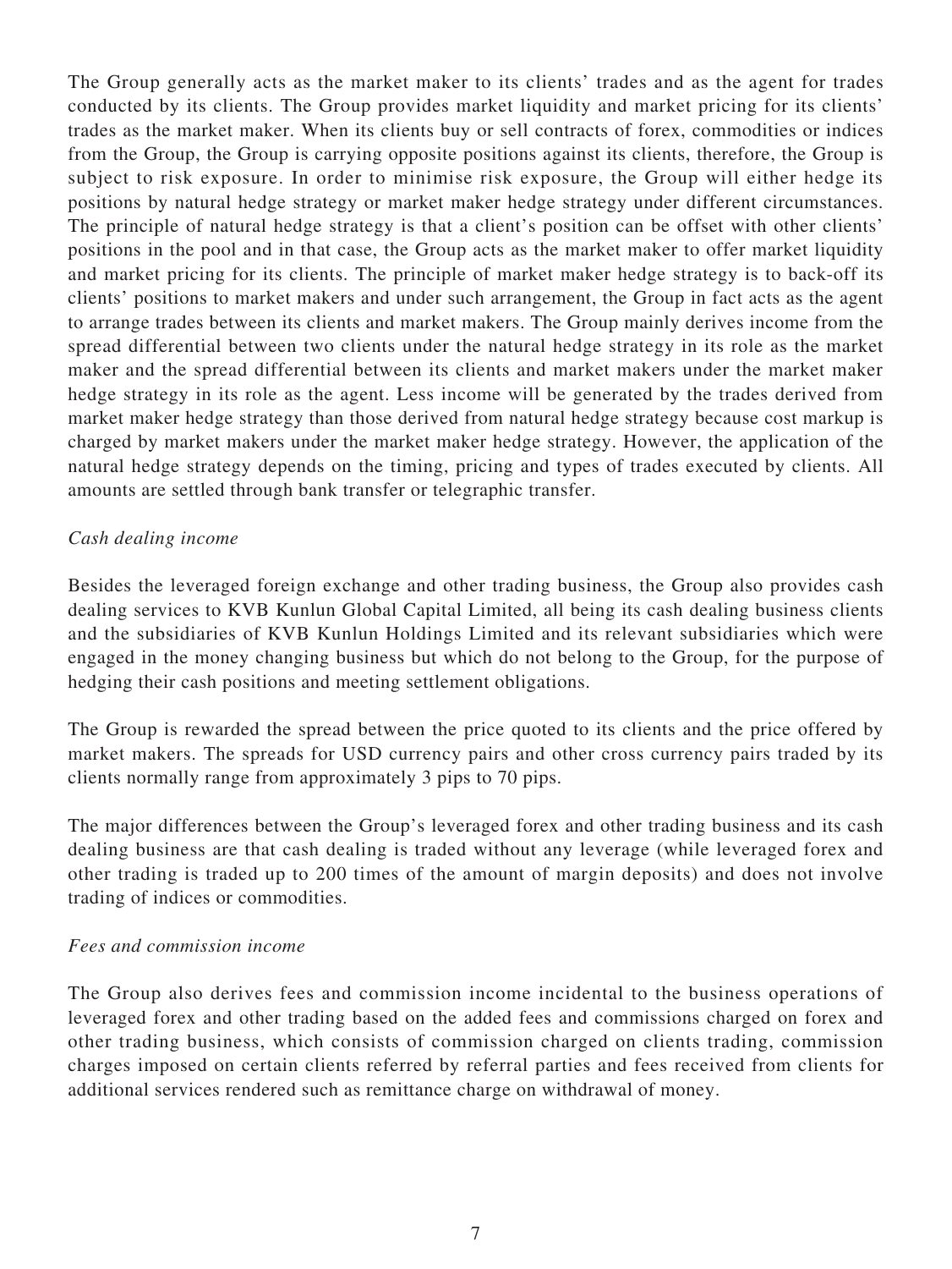The Group generally acts as the market maker to its clients' trades and as the agent for trades conducted by its clients. The Group provides market liquidity and market pricing for its clients' trades as the market maker. When its clients buy or sell contracts of forex, commodities or indices from the Group, the Group is carrying opposite positions against its clients, therefore, the Group is subject to risk exposure. In order to minimise risk exposure, the Group will either hedge its positions by natural hedge strategy or market maker hedge strategy under different circumstances. The principle of natural hedge strategy is that a client's position can be offset with other clients' positions in the pool and in that case, the Group acts as the market maker to offer market liquidity and market pricing for its clients. The principle of market maker hedge strategy is to back-off its clients' positions to market makers and under such arrangement, the Group in fact acts as the agent to arrange trades between its clients and market makers. The Group mainly derives income from the spread differential between two clients under the natural hedge strategy in its role as the market maker and the spread differential between its clients and market makers under the market maker hedge strategy in its role as the agent. Less income will be generated by the trades derived from market maker hedge strategy than those derived from natural hedge strategy because cost markup is charged by market makers under the market maker hedge strategy. However, the application of the natural hedge strategy depends on the timing, pricing and types of trades executed by clients. All amounts are settled through bank transfer or telegraphic transfer.

*Cash dealing income*

Besides the leveraged foreign exchange and other trading business, the Group also provides cash dealing services to KVB Kunlun Global Capital Limited, all being its cash dealing business clients and the subsidiaries of KVB Kunlun Holdings Limited and its relevant subsidiaries which were engaged in the money changing business but which do not belong to the Group, for the purpose of hedging their cash positions and meeting settlement obligations.

The Group is rewarded the spread between the price quoted to its clients and the price offered by market makers. The spreads for USD currency pairs and other cross currency pairs traded by its clients normally range from approximately 3 pips to 70 pips.

The major differences between the Group's leveraged forex and other trading business and its cash dealing business are that cash dealing is traded without any leverage (while leveraged forex and other trading is traded up to 200 times of the amount of margin deposits) and does not involve trading of indices or commodities.

*Fees and commission income*

The Group also derives fees and commission income incidental to the business operations of leveraged forex and other trading based on the added fees and commissions charged on forex and other trading business, which consists of commission charged on clients trading, commission charges imposed on certain clients referred by referral parties and fees received from clients for additional services rendered such as remittance charge on withdrawal of money.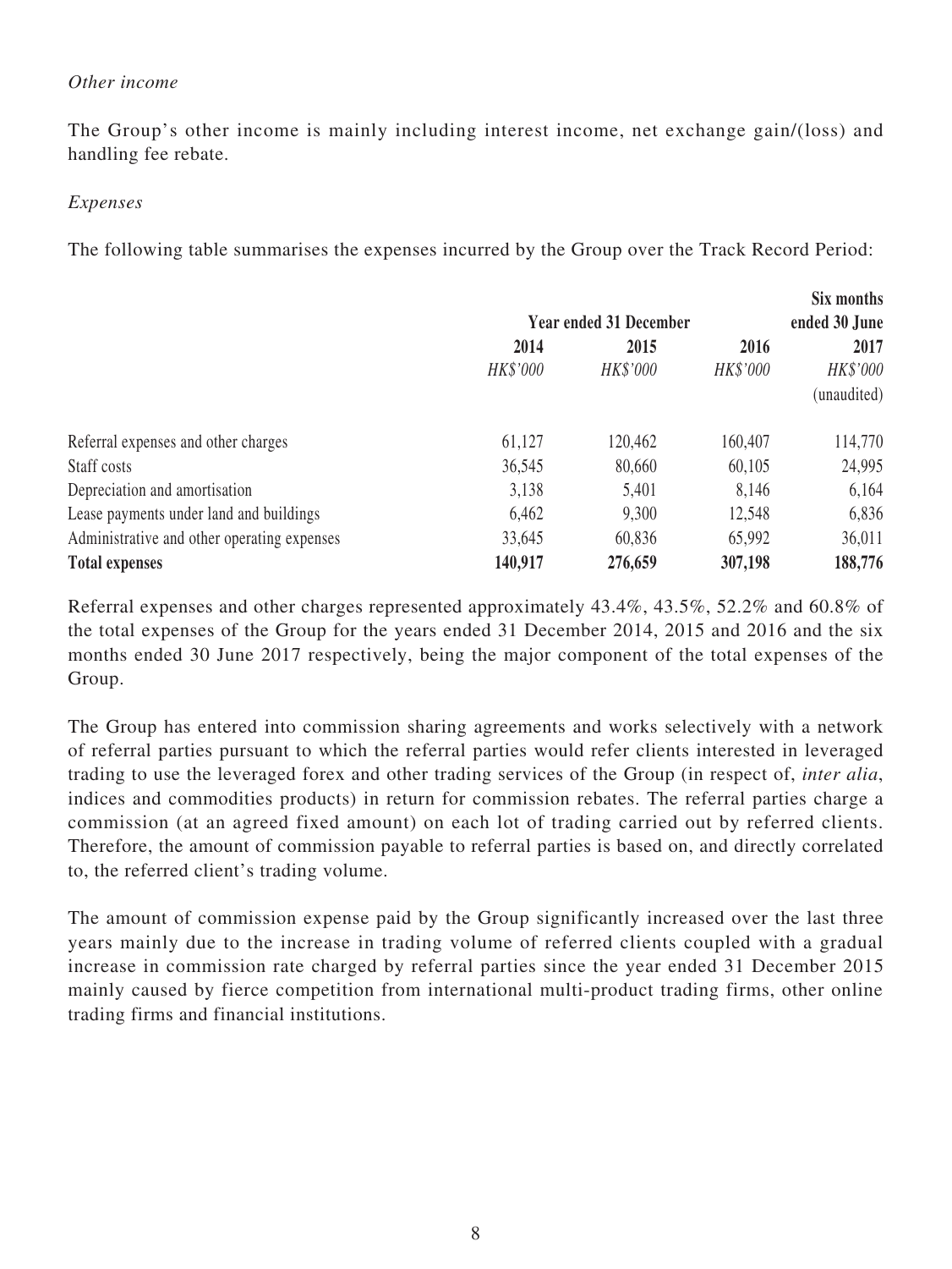*Other income*

The Group's other income is mainly including interest income, net exchange gain/(loss) and handling fee rebate.

*Expenses*

The following table summarises the expenses incurred by the Group over the Track Record Period:

| | Year ended 31 December | | | Six months ended 30 June |
|---|---|---|---|---|
| | 2014 | 2015 | 2016 | 2017 |
| | *HK$'000* | *HK$'000* | *HK$'000* | *HK$'000* (unaudited) |
| Referral expenses and other charges | 61,127 | 120,462 | 160,407 | 114,770 |
| Staff costs | 36,545 | 80,660 | 60,105 | 24,995 |
| Depreciation and amortisation | 3,138 | 5,401 | 8,146 | 6,164 |
| Lease payments under land and buildings | 6,462 | 9,300 | 12,548 | 6,836 |
| Administrative and other operating expenses | 33,645 | 60,836 | 65,992 | 36,011 |
| **Total expenses** | **140,917** | **276,659** | **307,198** | **188,776** |

Referral expenses and other charges represented approximately 43.4%, 43.5%, 52.2% and 60.8% of the total expenses of the Group for the years ended 31 December 2014, 2015 and 2016 and the six months ended 30 June 2017 respectively, being the major component of the total expenses of the Group.

The Group has entered into commission sharing agreements and works selectively with a network of referral parties pursuant to which the referral parties would refer clients interested in leveraged trading to use the leveraged forex and other trading services of the Group (in respect of, *inter alia*, indices and commodities products) in return for commission rebates. The referral parties charge a commission (at an agreed fixed amount) on each lot of trading carried out by referred clients. Therefore, the amount of commission payable to referral parties is based on, and directly correlated to, the referred client's trading volume.

The amount of commission expense paid by the Group significantly increased over the last three years mainly due to the increase in trading volume of referred clients coupled with a gradual increase in commission rate charged by referral parties since the year ended 31 December 2015 mainly caused by fierce competition from international multi-product trading firms, other online trading firms and financial institutions.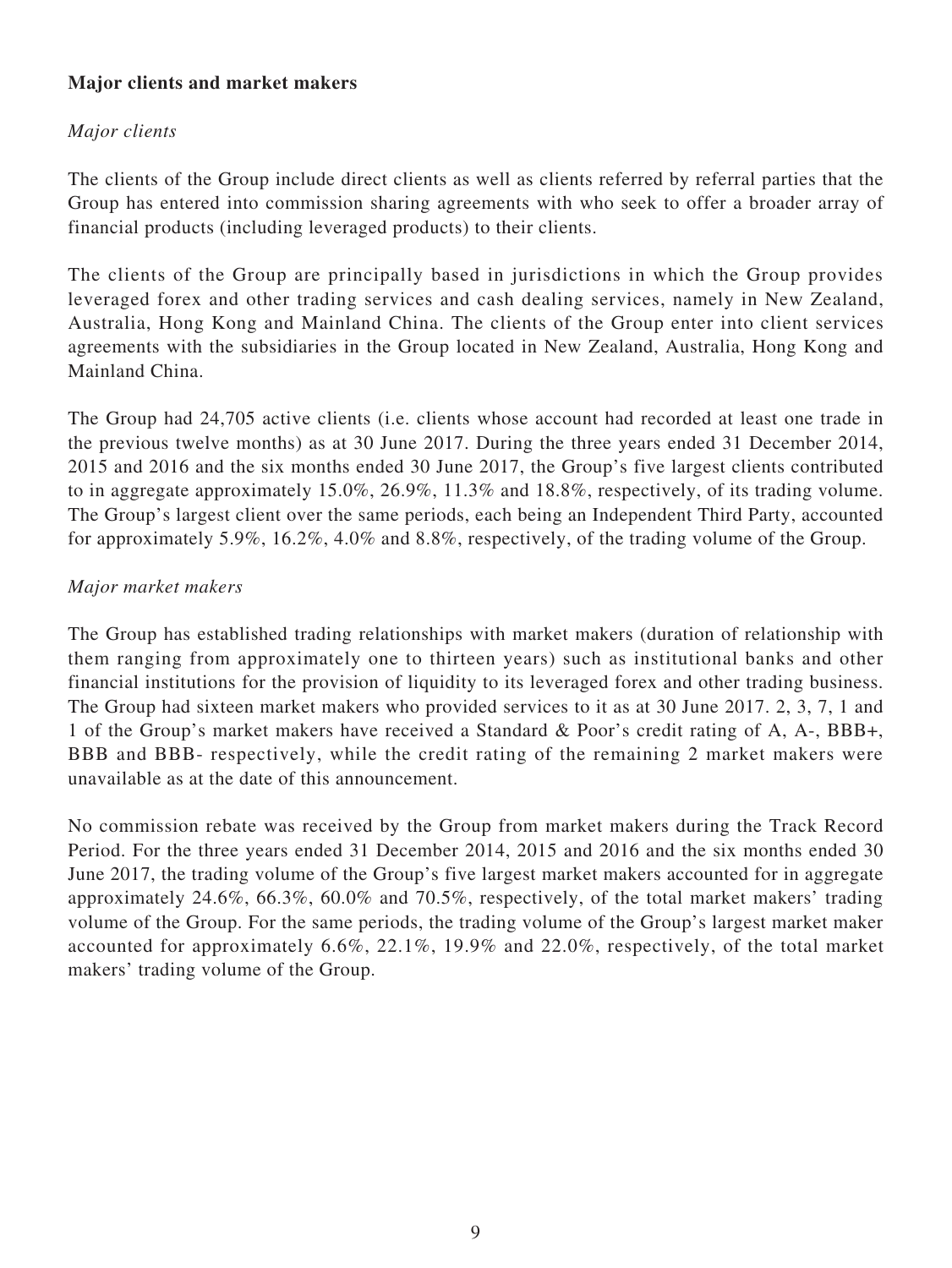**Major clients and market makers**

*Major clients*

The clients of the Group include direct clients as well as clients referred by referral parties that the Group has entered into commission sharing agreements with who seek to offer a broader array of financial products (including leveraged products) to their clients.

The clients of the Group are principally based in jurisdictions in which the Group provides leveraged forex and other trading services and cash dealing services, namely in New Zealand, Australia, Hong Kong and Mainland China. The clients of the Group enter into client services agreements with the subsidiaries in the Group located in New Zealand, Australia, Hong Kong and Mainland China.

The Group had 24,705 active clients (i.e. clients whose account had recorded at least one trade in the previous twelve months) as at 30 June 2017. During the three years ended 31 December 2014, 2015 and 2016 and the six months ended 30 June 2017, the Group's five largest clients contributed to in aggregate approximately 15.0%, 26.9%, 11.3% and 18.8%, respectively, of its trading volume. The Group's largest client over the same periods, each being an Independent Third Party, accounted for approximately 5.9%, 16.2%, 4.0% and 8.8%, respectively, of the trading volume of the Group.

*Major market makers*

The Group has established trading relationships with market makers (duration of relationship with them ranging from approximately one to thirteen years) such as institutional banks and other financial institutions for the provision of liquidity to its leveraged forex and other trading business. The Group had sixteen market makers who provided services to it as at 30 June 2017. 2, 3, 7, 1 and 1 of the Group's market makers have received a Standard & Poor's credit rating of A, A-, BBB+, BBB and BBB- respectively, while the credit rating of the remaining 2 market makers were unavailable as at the date of this announcement.

No commission rebate was received by the Group from market makers during the Track Record Period. For the three years ended 31 December 2014, 2015 and 2016 and the six months ended 30 June 2017, the trading volume of the Group's five largest market makers accounted for in aggregate approximately 24.6%, 66.3%, 60.0% and 70.5%, respectively, of the total market makers' trading volume of the Group. For the same periods, the trading volume of the Group's largest market maker accounted for approximately 6.6%, 22.1%, 19.9% and 22.0%, respectively, of the total market makers' trading volume of the Group.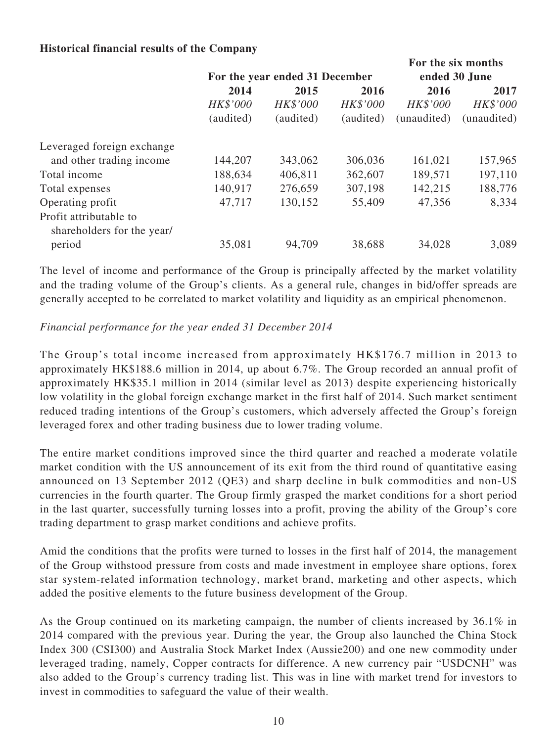**Historical financial results of the Company**

| | For the year ended 31 December | | | For the six months ended 30 June | |
|---|---|---|---|---|---|
| | 2014 | 2015 | 2016 | 2016 | 2017 |
| | *HK$'000* | *HK$'000* | *HK$'000* | *HK$'000* | *HK$'000* |
| | (audited) | (audited) | (audited) | (unaudited) | (unaudited) |
| Leveraged foreign exchange and other trading income | 144,207 | 343,062 | 306,036 | 161,021 | 157,965 |
| Total income | 188,634 | 406,811 | 362,607 | 189,571 | 197,110 |
| Total expenses | 140,917 | 276,659 | 307,198 | 142,215 | 188,776 |
| Operating profit | 47,717 | 130,152 | 55,409 | 47,356 | 8,334 |
| Profit attributable to shareholders for the year/period | 35,081 | 94,709 | 38,688 | 34,028 | 3,089 |

The level of income and performance of the Group is principally affected by the market volatility and the trading volume of the Group's clients. As a general rule, changes in bid/offer spreads are generally accepted to be correlated to market volatility and liquidity as an empirical phenomenon.

*Financial performance for the year ended 31 December 2014*

The Group's total income increased from approximately HK$176.7 million in 2013 to approximately HK$188.6 million in 2014, up about 6.7%. The Group recorded an annual profit of approximately HK$35.1 million in 2014 (similar level as 2013) despite experiencing historically low volatility in the global foreign exchange market in the first half of 2014. Such market sentiment reduced trading intentions of the Group's customers, which adversely affected the Group's foreign leveraged forex and other trading business due to lower trading volume.

The entire market conditions improved since the third quarter and reached a moderate volatile market condition with the US announcement of its exit from the third round of quantitative easing announced on 13 September 2012 (QE3) and sharp decline in bulk commodities and non-US currencies in the fourth quarter. The Group firmly grasped the market conditions for a short period in the last quarter, successfully turning losses into a profit, proving the ability of the Group's core trading department to grasp market conditions and achieve profits.

Amid the conditions that the profits were turned to losses in the first half of 2014, the management of the Group withstood pressure from costs and made investment in employee share options, forex star system-related information technology, market brand, marketing and other aspects, which added the positive elements to the future business development of the Group.

As the Group continued on its marketing campaign, the number of clients increased by 36.1% in 2014 compared with the previous year. During the year, the Group also launched the China Stock Index 300 (CSI300) and Australia Stock Market Index (Aussie200) and one new commodity under leveraged trading, namely, Copper contracts for difference. A new currency pair "USDCNH" was also added to the Group's currency trading list. This was in line with market trend for investors to invest in commodities to safeguard the value of their wealth.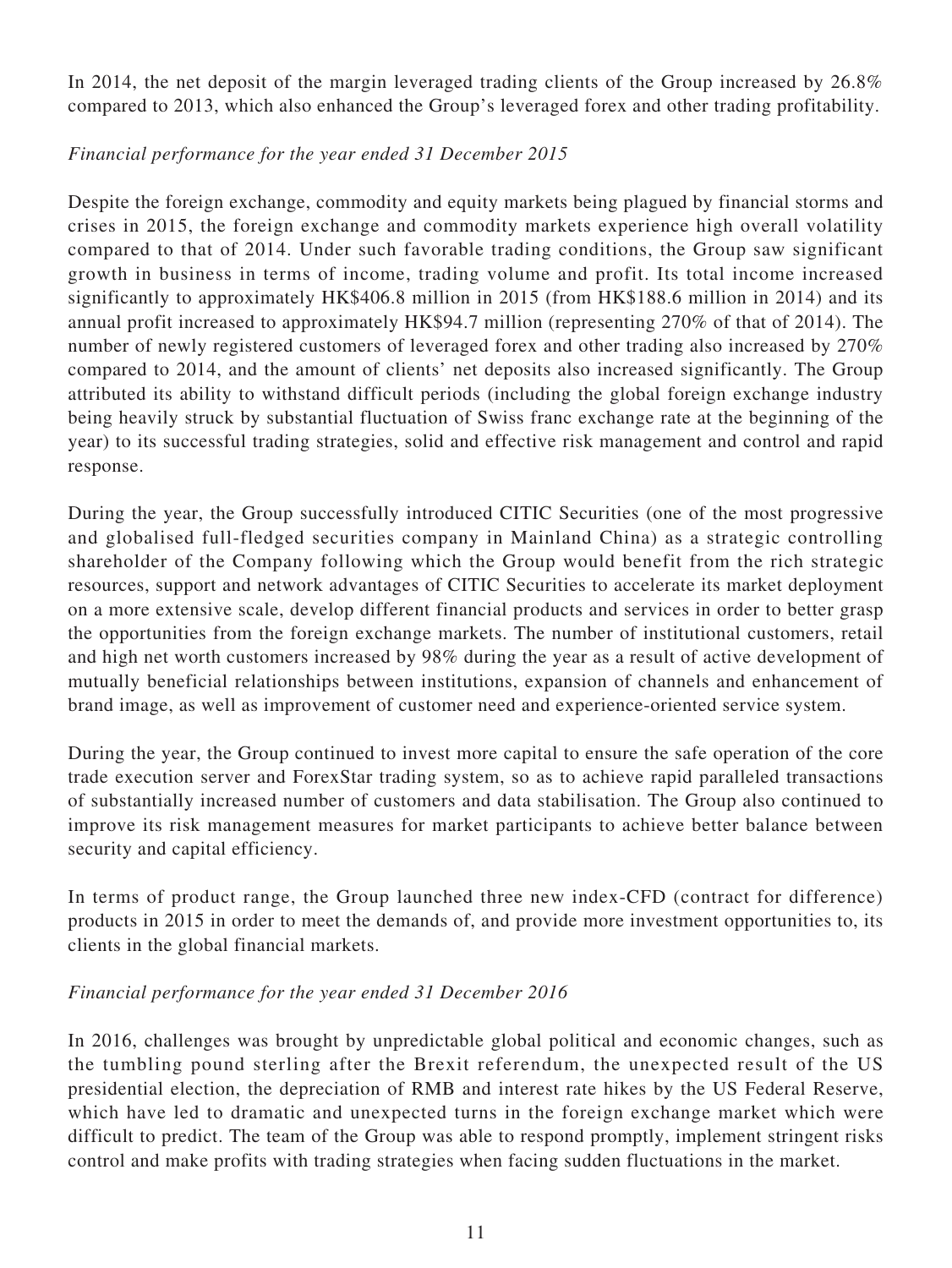In 2014, the net deposit of the margin leveraged trading clients of the Group increased by 26.8% compared to 2013, which also enhanced the Group's leveraged forex and other trading profitability.

*Financial performance for the year ended 31 December 2015*

Despite the foreign exchange, commodity and equity markets being plagued by financial storms and crises in 2015, the foreign exchange and commodity markets experience high overall volatility compared to that of 2014. Under such favorable trading conditions, the Group saw significant growth in business in terms of income, trading volume and profit. Its total income increased significantly to approximately HK$406.8 million in 2015 (from HK$188.6 million in 2014) and its annual profit increased to approximately HK$94.7 million (representing 270% of that of 2014). The number of newly registered customers of leveraged forex and other trading also increased by 270% compared to 2014, and the amount of clients' net deposits also increased significantly. The Group attributed its ability to withstand difficult periods (including the global foreign exchange industry being heavily struck by substantial fluctuation of Swiss franc exchange rate at the beginning of the year) to its successful trading strategies, solid and effective risk management and control and rapid response.

During the year, the Group successfully introduced CITIC Securities (one of the most progressive and globalised full-fledged securities company in Mainland China) as a strategic controlling shareholder of the Company following which the Group would benefit from the rich strategic resources, support and network advantages of CITIC Securities to accelerate its market deployment on a more extensive scale, develop different financial products and services in order to better grasp the opportunities from the foreign exchange markets. The number of institutional customers, retail and high net worth customers increased by 98% during the year as a result of active development of mutually beneficial relationships between institutions, expansion of channels and enhancement of brand image, as well as improvement of customer need and experience-oriented service system.

During the year, the Group continued to invest more capital to ensure the safe operation of the core trade execution server and ForexStar trading system, so as to achieve rapid paralleled transactions of substantially increased number of customers and data stabilisation. The Group also continued to improve its risk management measures for market participants to achieve better balance between security and capital efficiency.

In terms of product range, the Group launched three new index-CFD (contract for difference) products in 2015 in order to meet the demands of, and provide more investment opportunities to, its clients in the global financial markets.

*Financial performance for the year ended 31 December 2016*

In 2016, challenges was brought by unpredictable global political and economic changes, such as the tumbling pound sterling after the Brexit referendum, the unexpected result of the US presidential election, the depreciation of RMB and interest rate hikes by the US Federal Reserve, which have led to dramatic and unexpected turns in the foreign exchange market which were difficult to predict. The team of the Group was able to respond promptly, implement stringent risks control and make profits with trading strategies when facing sudden fluctuations in the market.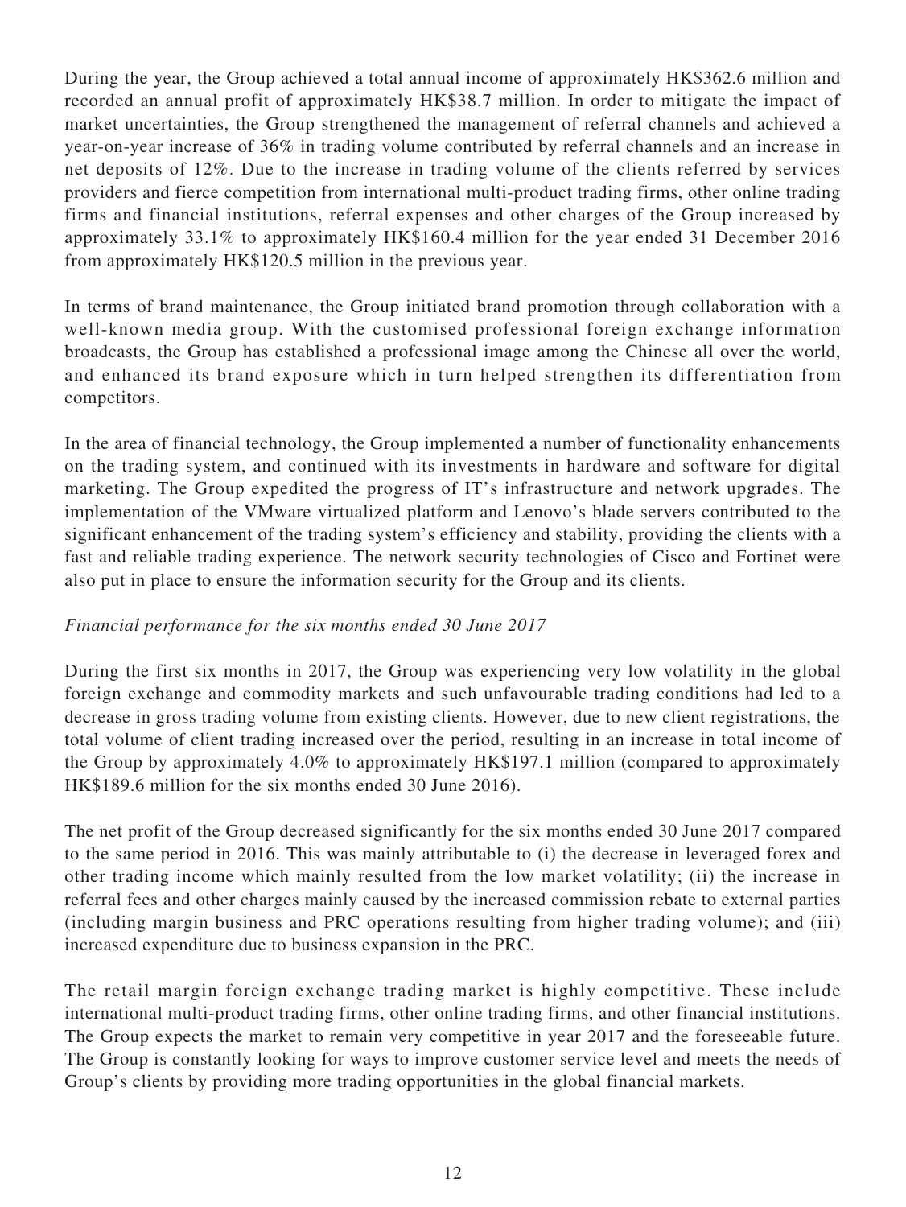During the year, the Group achieved a total annual income of approximately HK$362.6 million and recorded an annual profit of approximately HK$38.7 million. In order to mitigate the impact of market uncertainties, the Group strengthened the management of referral channels and achieved a year-on-year increase of 36% in trading volume contributed by referral channels and an increase in net deposits of 12%. Due to the increase in trading volume of the clients referred by services providers and fierce competition from international multi-product trading firms, other online trading firms and financial institutions, referral expenses and other charges of the Group increased by approximately 33.1% to approximately HK$160.4 million for the year ended 31 December 2016 from approximately HK$120.5 million in the previous year.

In terms of brand maintenance, the Group initiated brand promotion through collaboration with a well-known media group. With the customised professional foreign exchange information broadcasts, the Group has established a professional image among the Chinese all over the world, and enhanced its brand exposure which in turn helped strengthen its differentiation from competitors.

In the area of financial technology, the Group implemented a number of functionality enhancements on the trading system, and continued with its investments in hardware and software for digital marketing. The Group expedited the progress of IT's infrastructure and network upgrades. The implementation of the VMware virtualized platform and Lenovo's blade servers contributed to the significant enhancement of the trading system's efficiency and stability, providing the clients with a fast and reliable trading experience. The network security technologies of Cisco and Fortinet were also put in place to ensure the information security for the Group and its clients.

*Financial performance for the six months ended 30 June 2017*

During the first six months in 2017, the Group was experiencing very low volatility in the global foreign exchange and commodity markets and such unfavourable trading conditions had led to a decrease in gross trading volume from existing clients. However, due to new client registrations, the total volume of client trading increased over the period, resulting in an increase in total income of the Group by approximately 4.0% to approximately HK$197.1 million (compared to approximately HK$189.6 million for the six months ended 30 June 2016).

The net profit of the Group decreased significantly for the six months ended 30 June 2017 compared to the same period in 2016. This was mainly attributable to (i) the decrease in leveraged forex and other trading income which mainly resulted from the low market volatility; (ii) the increase in referral fees and other charges mainly caused by the increased commission rebate to external parties (including margin business and PRC operations resulting from higher trading volume); and (iii) increased expenditure due to business expansion in the PRC.

The retail margin foreign exchange trading market is highly competitive. These include international multi-product trading firms, other online trading firms, and other financial institutions. The Group expects the market to remain very competitive in year 2017 and the foreseeable future. The Group is constantly looking for ways to improve customer service level and meets the needs of Group's clients by providing more trading opportunities in the global financial markets.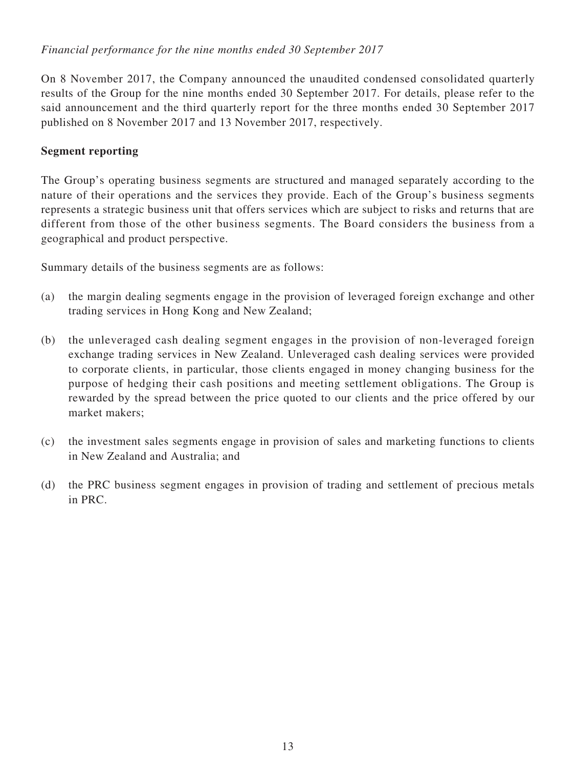*Financial performance for the nine months ended 30 September 2017*

On 8 November 2017, the Company announced the unaudited condensed consolidated quarterly results of the Group for the nine months ended 30 September 2017. For details, please refer to the said announcement and the third quarterly report for the three months ended 30 September 2017 published on 8 November 2017 and 13 November 2017, respectively.

**Segment reporting**

The Group's operating business segments are structured and managed separately according to the nature of their operations and the services they provide. Each of the Group's business segments represents a strategic business unit that offers services which are subject to risks and returns that are different from those of the other business segments. The Board considers the business from a geographical and product perspective.

Summary details of the business segments are as follows:

(a) the margin dealing segments engage in the provision of leveraged foreign exchange and other trading services in Hong Kong and New Zealand;

(b) the unleveraged cash dealing segment engages in the provision of non-leveraged foreign exchange trading services in New Zealand. Unleveraged cash dealing services were provided to corporate clients, in particular, those clients engaged in money changing business for the purpose of hedging their cash positions and meeting settlement obligations. The Group is rewarded by the spread between the price quoted to our clients and the price offered by our market makers;

(c) the investment sales segments engage in provision of sales and marketing functions to clients in New Zealand and Australia; and

(d) the PRC business segment engages in provision of trading and settlement of precious metals in PRC.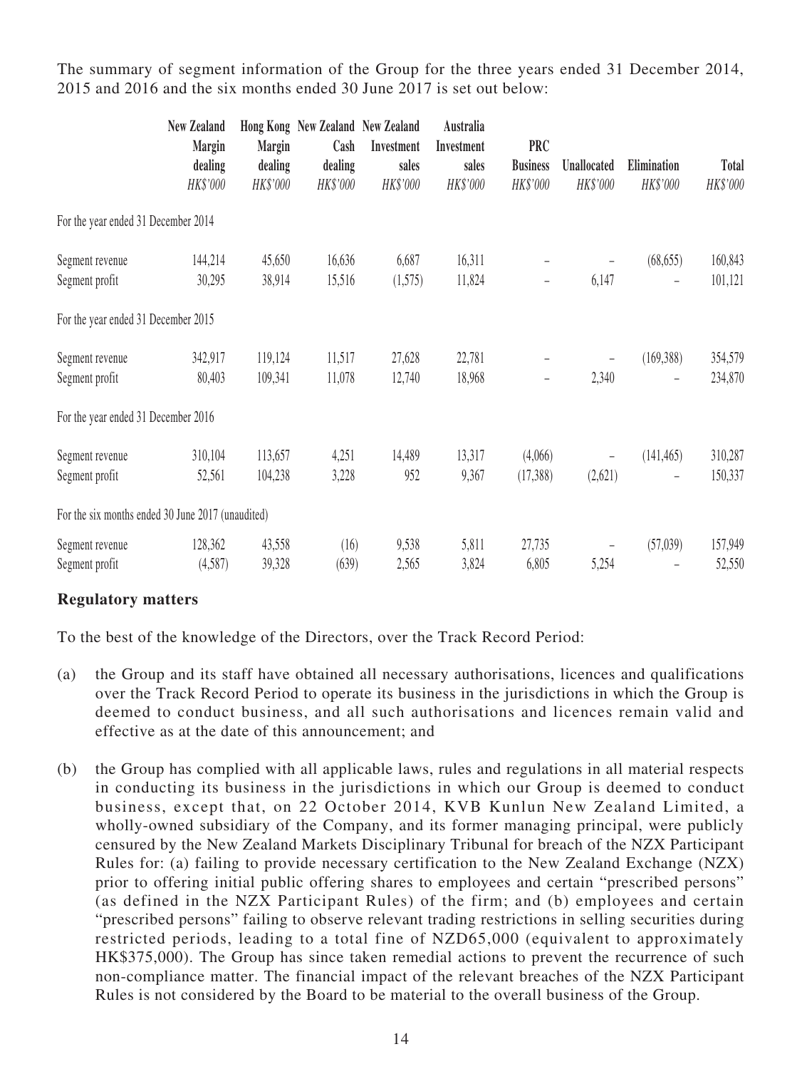The summary of segment information of the Group for the three years ended 31 December 2014, 2015 and 2016 and the six months ended 30 June 2017 is set out below:

| | New Zealand Margin dealing | Hong Kong Margin dealing | New Zealand Cash dealing | New Zealand Investment sales | Australia Investment sales | PRC Business | Unallocated | Elimination | Total |
|---|---|---|---|---|---|---|---|---|---|
| | *HK$'000* | *HK$'000* | *HK$'000* | *HK$'000* | *HK$'000* | *HK$'000* | *HK$'000* | *HK$'000* | *HK$'000* |
| For the year ended 31 December 2014 | | | | | | | | | |
| Segment revenue | 144,214 | 45,650 | 16,636 | 6,687 | 16,311 | – | – | (68,655) | 160,843 |
| Segment profit | 30,295 | 38,914 | 15,516 | (1,575) | 11,824 | – | 6,147 | – | 101,121 |
| For the year ended 31 December 2015 | | | | | | | | | |
| Segment revenue | 342,917 | 119,124 | 11,517 | 27,628 | 22,781 | – | – | (169,388) | 354,579 |
| Segment profit | 80,403 | 109,341 | 11,078 | 12,740 | 18,968 | – | 2,340 | – | 234,870 |
| For the year ended 31 December 2016 | | | | | | | | | |
| Segment revenue | 310,104 | 113,657 | 4,251 | 14,489 | 13,317 | (4,066) | – | (141,465) | 310,287 |
| Segment profit | 52,561 | 104,238 | 3,228 | 952 | 9,367 | (17,388) | (2,621) | – | 150,337 |
| For the six months ended 30 June 2017 (unaudited) | | | | | | | | | |
| Segment revenue | 128,362 | 43,558 | (16) | 9,538 | 5,811 | 27,735 | – | (57,039) | 157,949 |
| Segment profit | (4,587) | 39,328 | (639) | 2,565 | 3,824 | 6,805 | 5,254 | – | 52,550 |

## Regulatory matters

To the best of the knowledge of the Directors, over the Track Record Period:

(a) the Group and its staff have obtained all necessary authorisations, licences and qualifications over the Track Record Period to operate its business in the jurisdictions in which the Group is deemed to conduct business, and all such authorisations and licences remain valid and effective as at the date of this announcement; and

(b) the Group has complied with all applicable laws, rules and regulations in all material respects in conducting its business in the jurisdictions in which our Group is deemed to conduct business, except that, on 22 October 2014, KVB Kunlun New Zealand Limited, a wholly-owned subsidiary of the Company, and its former managing principal, were publicly censured by the New Zealand Markets Disciplinary Tribunal for breach of the NZX Participant Rules for: (a) failing to provide necessary certification to the New Zealand Exchange (NZX) prior to offering initial public offering shares to employees and certain "prescribed persons" (as defined in the NZX Participant Rules) of the firm; and (b) employees and certain "prescribed persons" failing to observe relevant trading restrictions in selling securities during restricted periods, leading to a total fine of NZD65,000 (equivalent to approximately HK$375,000). The Group has since taken remedial actions to prevent the recurrence of such non-compliance matter. The financial impact of the relevant breaches of the NZX Participant Rules is not considered by the Board to be material to the overall business of the Group.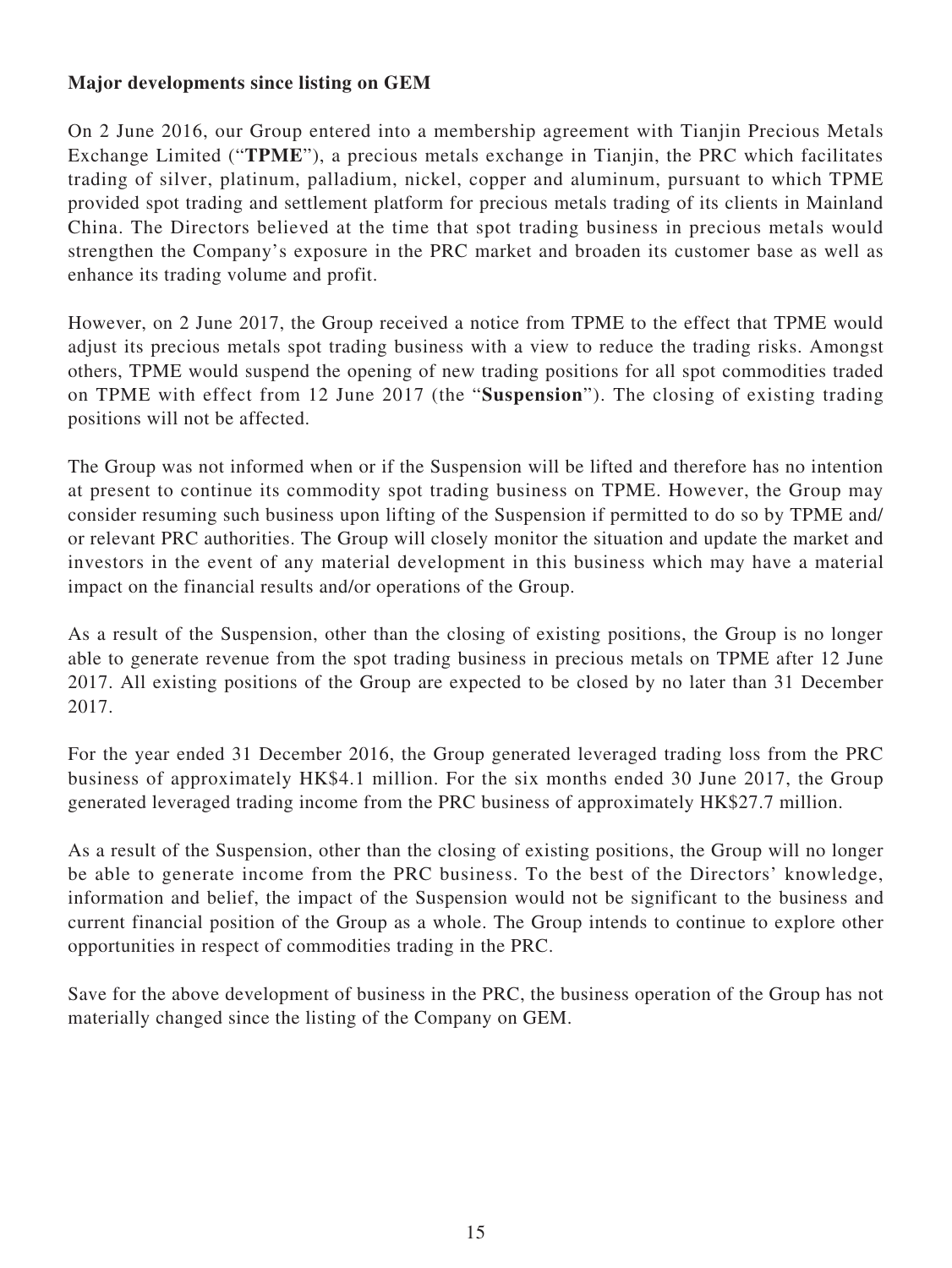**Major developments since listing on GEM**

On 2 June 2016, our Group entered into a membership agreement with Tianjin Precious Metals Exchange Limited ("**TPME**"), a precious metals exchange in Tianjin, the PRC which facilitates trading of silver, platinum, palladium, nickel, copper and aluminum, pursuant to which TPME provided spot trading and settlement platform for precious metals trading of its clients in Mainland China. The Directors believed at the time that spot trading business in precious metals would strengthen the Company's exposure in the PRC market and broaden its customer base as well as enhance its trading volume and profit.

However, on 2 June 2017, the Group received a notice from TPME to the effect that TPME would adjust its precious metals spot trading business with a view to reduce the trading risks. Amongst others, TPME would suspend the opening of new trading positions for all spot commodities traded on TPME with effect from 12 June 2017 (the "**Suspension**"). The closing of existing trading positions will not be affected.

The Group was not informed when or if the Suspension will be lifted and therefore has no intention at present to continue its commodity spot trading business on TPME. However, the Group may consider resuming such business upon lifting of the Suspension if permitted to do so by TPME and/or relevant PRC authorities. The Group will closely monitor the situation and update the market and investors in the event of any material development in this business which may have a material impact on the financial results and/or operations of the Group.

As a result of the Suspension, other than the closing of existing positions, the Group is no longer able to generate revenue from the spot trading business in precious metals on TPME after 12 June 2017. All existing positions of the Group are expected to be closed by no later than 31 December 2017.

For the year ended 31 December 2016, the Group generated leveraged trading loss from the PRC business of approximately HK$4.1 million. For the six months ended 30 June 2017, the Group generated leveraged trading income from the PRC business of approximately HK$27.7 million.

As a result of the Suspension, other than the closing of existing positions, the Group will no longer be able to generate income from the PRC business. To the best of the Directors' knowledge, information and belief, the impact of the Suspension would not be significant to the business and current financial position of the Group as a whole. The Group intends to continue to explore other opportunities in respect of commodities trading in the PRC.

Save for the above development of business in the PRC, the business operation of the Group has not materially changed since the listing of the Company on GEM.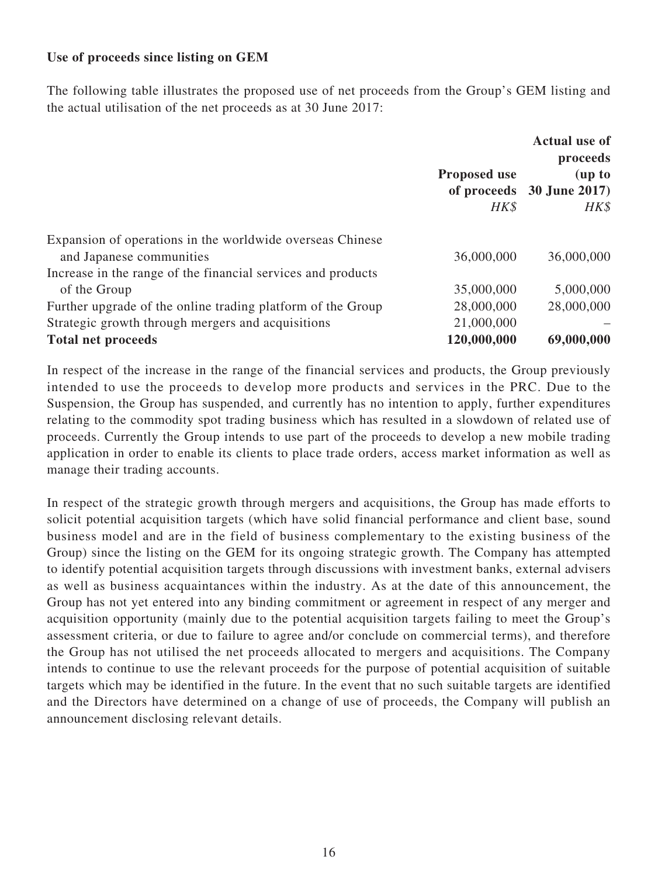**Use of proceeds since listing on GEM**

The following table illustrates the proposed use of net proceeds from the Group's GEM listing and the actual utilisation of the net proceeds as at 30 June 2017:

| | **Proposed use of proceeds** *HK$* | **Actual use of proceeds (up to 30 June 2017)** *HK$* |
|---|---|---|
| Expansion of operations in the worldwide overseas Chinese and Japanese communities | 36,000,000 | 36,000,000 |
| Increase in the range of the financial services and products of the Group | 35,000,000 | 5,000,000 |
| Further upgrade of the online trading platform of the Group | 28,000,000 | 28,000,000 |
| Strategic growth through mergers and acquisitions | 21,000,000 | – |
| **Total net proceeds** | **120,000,000** | **69,000,000** |

In respect of the increase in the range of the financial services and products, the Group previously intended to use the proceeds to develop more products and services in the PRC. Due to the Suspension, the Group has suspended, and currently has no intention to apply, further expenditures relating to the commodity spot trading business which has resulted in a slowdown of related use of proceeds. Currently the Group intends to use part of the proceeds to develop a new mobile trading application in order to enable its clients to place trade orders, access market information as well as manage their trading accounts.

In respect of the strategic growth through mergers and acquisitions, the Group has made efforts to solicit potential acquisition targets (which have solid financial performance and client base, sound business model and are in the field of business complementary to the existing business of the Group) since the listing on the GEM for its ongoing strategic growth. The Company has attempted to identify potential acquisition targets through discussions with investment banks, external advisers as well as business acquaintances within the industry. As at the date of this announcement, the Group has not yet entered into any binding commitment or agreement in respect of any merger and acquisition opportunity (mainly due to the potential acquisition targets failing to meet the Group's assessment criteria, or due to failure to agree and/or conclude on commercial terms), and therefore the Group has not utilised the net proceeds allocated to mergers and acquisitions. The Company intends to continue to use the relevant proceeds for the purpose of potential acquisition of suitable targets which may be identified in the future. In the event that no such suitable targets are identified and the Directors have determined on a change of use of proceeds, the Company will publish an announcement disclosing relevant details.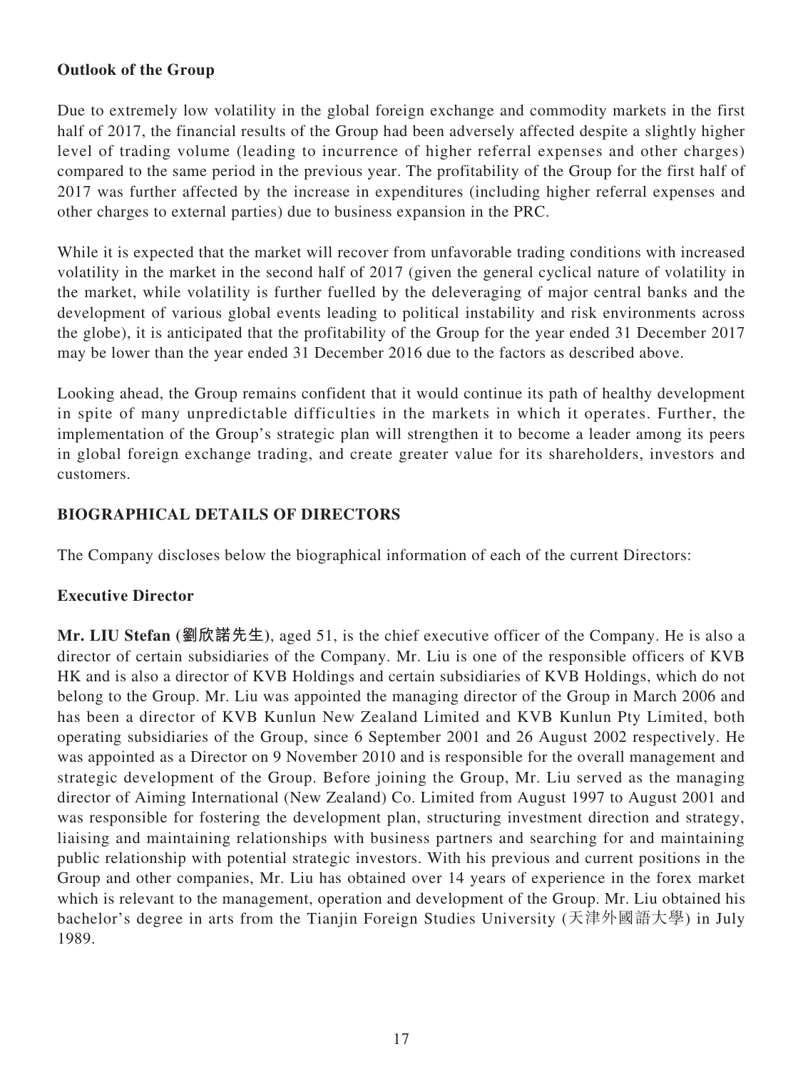**Outlook of the Group**

Due to extremely low volatility in the global foreign exchange and commodity markets in the first half of 2017, the financial results of the Group had been adversely affected despite a slightly higher level of trading volume (leading to incurrence of higher referral expenses and other charges) compared to the same period in the previous year. The profitability of the Group for the first half of 2017 was further affected by the increase in expenditures (including higher referral expenses and other charges to external parties) due to business expansion in the PRC.

While it is expected that the market will recover from unfavorable trading conditions with increased volatility in the market in the second half of 2017 (given the general cyclical nature of volatility in the market, while volatility is further fuelled by the deleveraging of major central banks and the development of various global events leading to political instability and risk environments across the globe), it is anticipated that the profitability of the Group for the year ended 31 December 2017 may be lower than the year ended 31 December 2016 due to the factors as described above.

Looking ahead, the Group remains confident that it would continue its path of healthy development in spite of many unpredictable difficulties in the markets in which it operates. Further, the implementation of the Group's strategic plan will strengthen it to become a leader among its peers in global foreign exchange trading, and create greater value for its shareholders, investors and customers.

## BIOGRAPHICAL DETAILS OF DIRECTORS

The Company discloses below the biographical information of each of the current Directors:

**Executive Director**

**Mr. LIU Stefan (劉欣諾先生)**, aged 51, is the chief executive officer of the Company. He is also a director of certain subsidiaries of the Company. Mr. Liu is one of the responsible officers of KVB HK and is also a director of KVB Holdings and certain subsidiaries of KVB Holdings, which do not belong to the Group. Mr. Liu was appointed the managing director of the Group in March 2006 and has been a director of KVB Kunlun New Zealand Limited and KVB Kunlun Pty Limited, both operating subsidiaries of the Group, since 6 September 2001 and 26 August 2002 respectively. He was appointed as a Director on 9 November 2010 and is responsible for the overall management and strategic development of the Group. Before joining the Group, Mr. Liu served as the managing director of Aiming International (New Zealand) Co. Limited from August 1997 to August 2001 and was responsible for fostering the development plan, structuring investment direction and strategy, liaising and maintaining relationships with business partners and searching for and maintaining public relationship with potential strategic investors. With his previous and current positions in the Group and other companies, Mr. Liu has obtained over 14 years of experience in the forex market which is relevant to the management, operation and development of the Group. Mr. Liu obtained his bachelor's degree in arts from the Tianjin Foreign Studies University (天津外國語大學) in July 1989.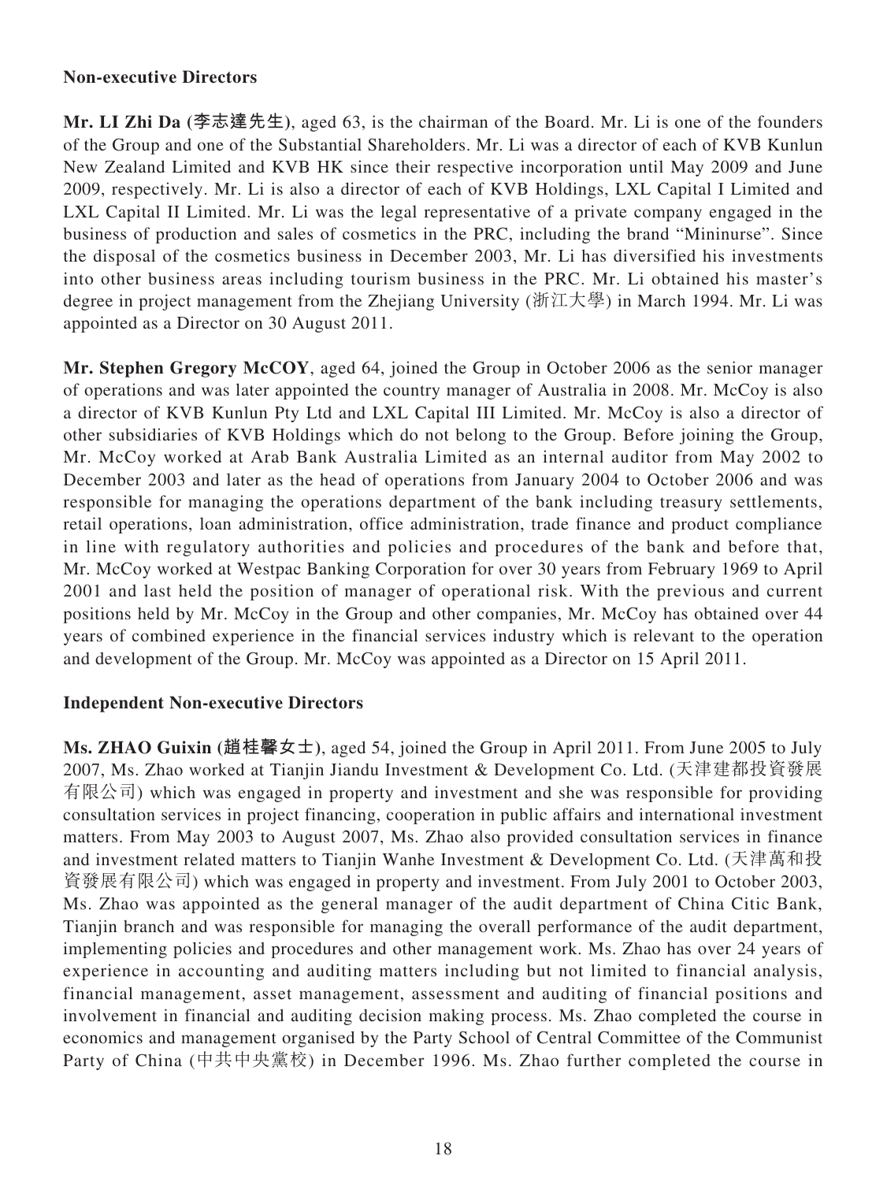**Non-executive Directors**

**Mr. LI Zhi Da (李志達先生)**, aged 63, is the chairman of the Board. Mr. Li is one of the founders of the Group and one of the Substantial Shareholders. Mr. Li was a director of each of KVB Kunlun New Zealand Limited and KVB HK since their respective incorporation until May 2009 and June 2009, respectively. Mr. Li is also a director of each of KVB Holdings, LXL Capital I Limited and LXL Capital II Limited. Mr. Li was the legal representative of a private company engaged in the business of production and sales of cosmetics in the PRC, including the brand "Mininurse". Since the disposal of the cosmetics business in December 2003, Mr. Li has diversified his investments into other business areas including tourism business in the PRC. Mr. Li obtained his master's degree in project management from the Zhejiang University (浙江大學) in March 1994. Mr. Li was appointed as a Director on 30 August 2011.

**Mr. Stephen Gregory McCOY**, aged 64, joined the Group in October 2006 as the senior manager of operations and was later appointed the country manager of Australia in 2008. Mr. McCoy is also a director of KVB Kunlun Pty Ltd and LXL Capital III Limited. Mr. McCoy is also a director of other subsidiaries of KVB Holdings which do not belong to the Group. Before joining the Group, Mr. McCoy worked at Arab Bank Australia Limited as an internal auditor from May 2002 to December 2003 and later as the head of operations from January 2004 to October 2006 and was responsible for managing the operations department of the bank including treasury settlements, retail operations, loan administration, office administration, trade finance and product compliance in line with regulatory authorities and policies and procedures of the bank and before that, Mr. McCoy worked at Westpac Banking Corporation for over 30 years from February 1969 to April 2001 and last held the position of manager of operational risk. With the previous and current positions held by Mr. McCoy in the Group and other companies, Mr. McCoy has obtained over 44 years of combined experience in the financial services industry which is relevant to the operation and development of the Group. Mr. McCoy was appointed as a Director on 15 April 2011.

**Independent Non-executive Directors**

**Ms. ZHAO Guixin (趙桂馨女士)**, aged 54, joined the Group in April 2011. From June 2005 to July 2007, Ms. Zhao worked at Tianjin Jiandu Investment & Development Co. Ltd. (天津建都投資發展有限公司) which was engaged in property and investment and she was responsible for providing consultation services in project financing, cooperation in public affairs and international investment matters. From May 2003 to August 2007, Ms. Zhao also provided consultation services in finance and investment related matters to Tianjin Wanhe Investment & Development Co. Ltd. (天津萬和投資發展有限公司) which was engaged in property and investment. From July 2001 to October 2003, Ms. Zhao was appointed as the general manager of the audit department of China Citic Bank, Tianjin branch and was responsible for managing the overall performance of the audit department, implementing policies and procedures and other management work. Ms. Zhao has over 24 years of experience in accounting and auditing matters including but not limited to financial analysis, financial management, asset management, assessment and auditing of financial positions and involvement in financial and auditing decision making process. Ms. Zhao completed the course in economics and management organised by the Party School of Central Committee of the Communist Party of China (中共中央黨校) in December 1996. Ms. Zhao further completed the course in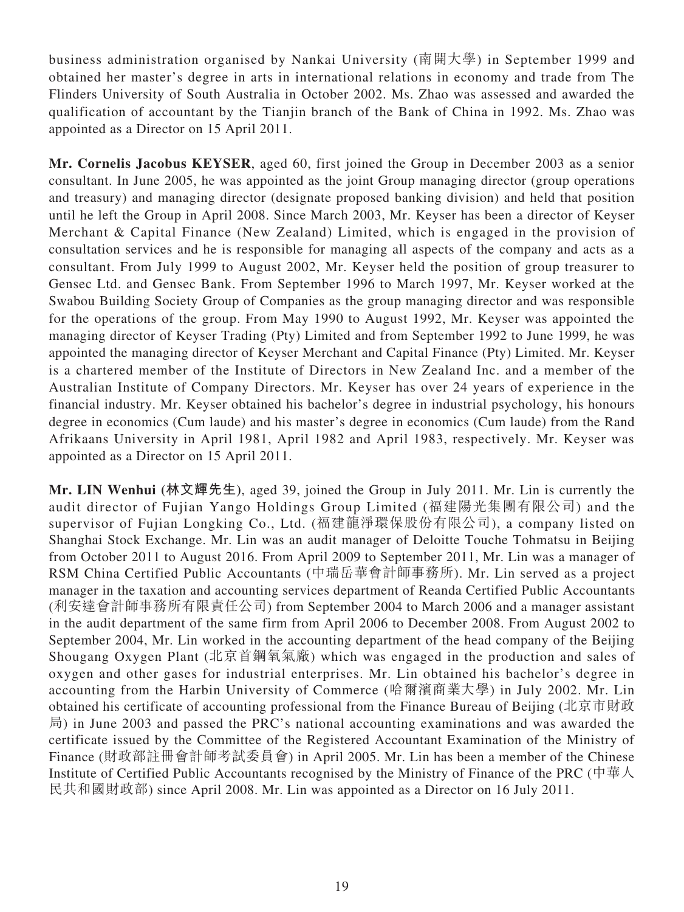business administration organised by Nankai University (南開大學) in September 1999 and obtained her master's degree in arts in international relations in economy and trade from The Flinders University of South Australia in October 2002. Ms. Zhao was assessed and awarded the qualification of accountant by the Tianjin branch of the Bank of China in 1992. Ms. Zhao was appointed as a Director on 15 April 2011.

**Mr. Cornelis Jacobus KEYSER**, aged 60, first joined the Group in December 2003 as a senior consultant. In June 2005, he was appointed as the joint Group managing director (group operations and treasury) and managing director (designate proposed banking division) and held that position until he left the Group in April 2008. Since March 2003, Mr. Keyser has been a director of Keyser Merchant & Capital Finance (New Zealand) Limited, which is engaged in the provision of consultation services and he is responsible for managing all aspects of the company and acts as a consultant. From July 1999 to August 2002, Mr. Keyser held the position of group treasurer to Gensec Ltd. and Gensec Bank. From September 1996 to March 1997, Mr. Keyser worked at the Swabou Building Society Group of Companies as the group managing director and was responsible for the operations of the group. From May 1990 to August 1992, Mr. Keyser was appointed the managing director of Keyser Trading (Pty) Limited and from September 1992 to June 1999, he was appointed the managing director of Keyser Merchant and Capital Finance (Pty) Limited. Mr. Keyser is a chartered member of the Institute of Directors in New Zealand Inc. and a member of the Australian Institute of Company Directors. Mr. Keyser has over 24 years of experience in the financial industry. Mr. Keyser obtained his bachelor's degree in industrial psychology, his honours degree in economics (Cum laude) and his master's degree in economics (Cum laude) from the Rand Afrikaans University in April 1981, April 1982 and April 1983, respectively. Mr. Keyser was appointed as a Director on 15 April 2011.

**Mr. LIN Wenhui (林文輝先生)**, aged 39, joined the Group in July 2011. Mr. Lin is currently the audit director of Fujian Yango Holdings Group Limited (福建陽光集團有限公司) and the supervisor of Fujian Longking Co., Ltd. (福建龍淨環保股份有限公司), a company listed on Shanghai Stock Exchange. Mr. Lin was an audit manager of Deloitte Touche Tohmatsu in Beijing from October 2011 to August 2016. From April 2009 to September 2011, Mr. Lin was a manager of RSM China Certified Public Accountants (中瑞岳華會計師事務所). Mr. Lin served as a project manager in the taxation and accounting services department of Reanda Certified Public Accountants (利安達會計師事務所有限責任公司) from September 2004 to March 2006 and a manager assistant in the audit department of the same firm from April 2006 to December 2008. From August 2002 to September 2004, Mr. Lin worked in the accounting department of the head company of the Beijing Shougang Oxygen Plant (北京首鋼氧氣廠) which was engaged in the production and sales of oxygen and other gases for industrial enterprises. Mr. Lin obtained his bachelor's degree in accounting from the Harbin University of Commerce (哈爾濱商業大學) in July 2002. Mr. Lin obtained his certificate of accounting professional from the Finance Bureau of Beijing (北京市財政局) in June 2003 and passed the PRC's national accounting examinations and was awarded the certificate issued by the Committee of the Registered Accountant Examination of the Ministry of Finance (財政部註冊會計師考試委員會) in April 2005. Mr. Lin has been a member of the Chinese Institute of Certified Public Accountants recognised by the Ministry of Finance of the PRC (中華人民共和國財政部) since April 2008. Mr. Lin was appointed as a Director on 16 July 2011.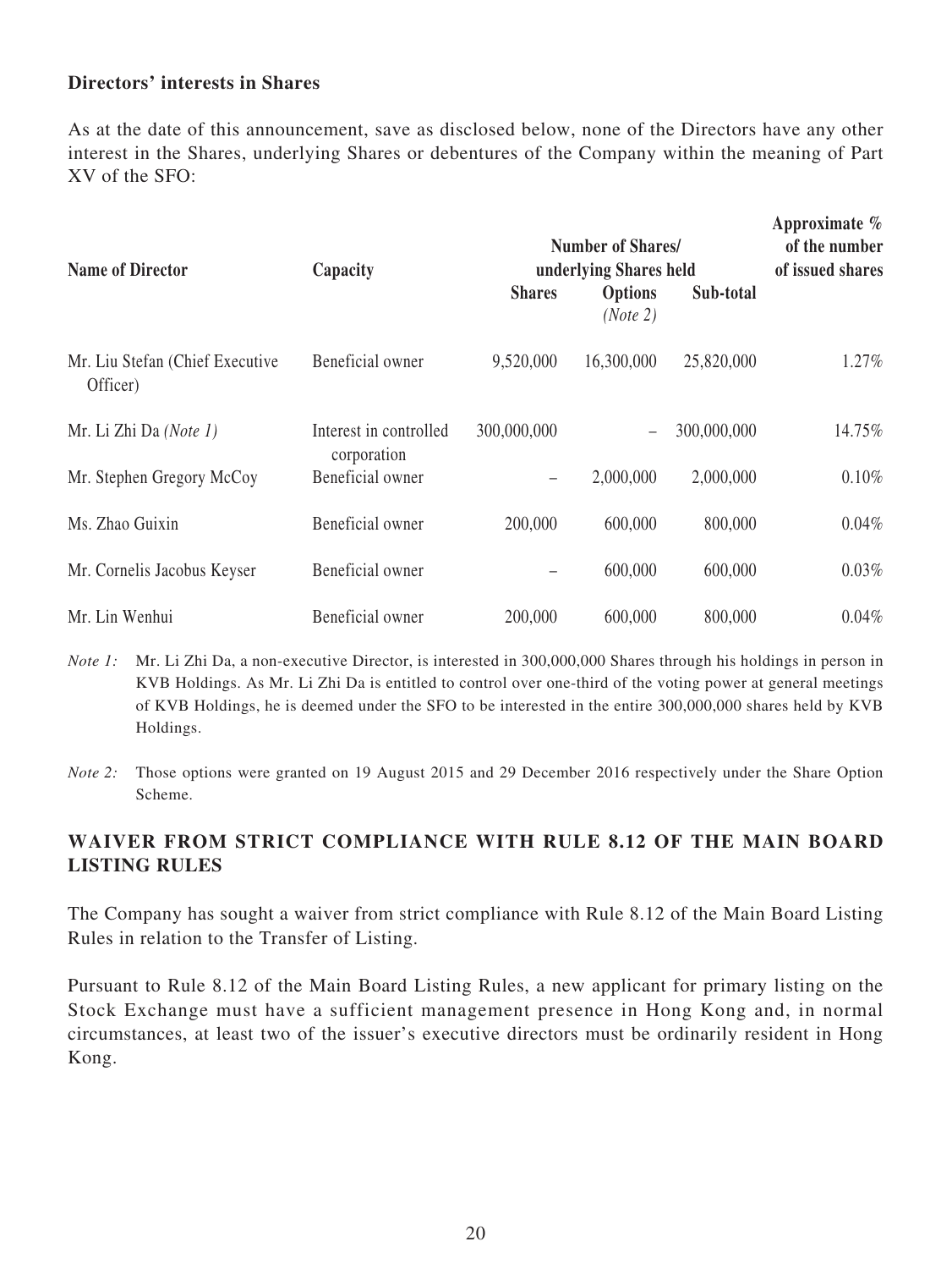**Directors' interests in Shares**

As at the date of this announcement, save as disclosed below, none of the Directors have any other interest in the Shares, underlying Shares or debentures of the Company within the meaning of Part XV of the SFO:

| Name of Director | Capacity | Number of Shares/ underlying Shares held | | | Approximate % of the number of issued shares |
|---|---|---|---|---|---|
| | | Shares | Options *(Note 2)* | Sub-total | |
| Mr. Liu Stefan (Chief Executive Officer) | Beneficial owner | 9,520,000 | 16,300,000 | 25,820,000 | 1.27% |
| Mr. Li Zhi Da *(Note 1)* | Interest in controlled corporation | 300,000,000 | – | 300,000,000 | 14.75% |
| Mr. Stephen Gregory McCoy | Beneficial owner | – | 2,000,000 | 2,000,000 | 0.10% |
| Ms. Zhao Guixin | Beneficial owner | 200,000 | 600,000 | 800,000 | 0.04% |
| Mr. Cornelis Jacobus Keyser | Beneficial owner | – | 600,000 | 600,000 | 0.03% |
| Mr. Lin Wenhui | Beneficial owner | 200,000 | 600,000 | 800,000 | 0.04% |

*Note 1:* Mr. Li Zhi Da, a non-executive Director, is interested in 300,000,000 Shares through his holdings in person in KVB Holdings. As Mr. Li Zhi Da is entitled to control over one-third of the voting power at general meetings of KVB Holdings, he is deemed under the SFO to be interested in the entire 300,000,000 shares held by KVB Holdings.

*Note 2:* Those options were granted on 19 August 2015 and 29 December 2016 respectively under the Share Option Scheme.

## WAIVER FROM STRICT COMPLIANCE WITH RULE 8.12 OF THE MAIN BOARD LISTING RULES

The Company has sought a waiver from strict compliance with Rule 8.12 of the Main Board Listing Rules in relation to the Transfer of Listing.

Pursuant to Rule 8.12 of the Main Board Listing Rules, a new applicant for primary listing on the Stock Exchange must have a sufficient management presence in Hong Kong and, in normal circumstances, at least two of the issuer's executive directors must be ordinarily resident in Hong Kong.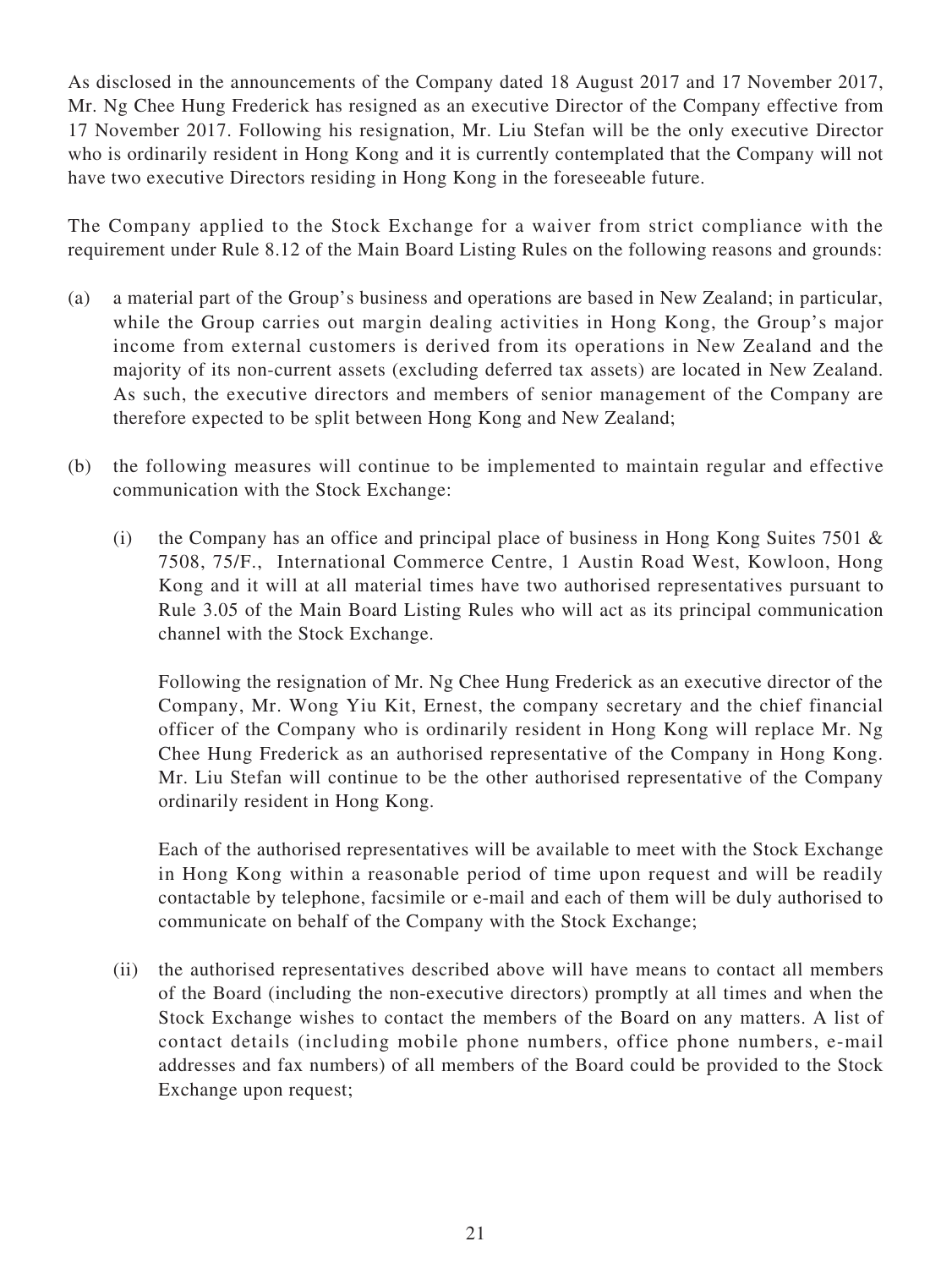As disclosed in the announcements of the Company dated 18 August 2017 and 17 November 2017, Mr. Ng Chee Hung Frederick has resigned as an executive Director of the Company effective from 17 November 2017. Following his resignation, Mr. Liu Stefan will be the only executive Director who is ordinarily resident in Hong Kong and it is currently contemplated that the Company will not have two executive Directors residing in Hong Kong in the foreseeable future.

The Company applied to the Stock Exchange for a waiver from strict compliance with the requirement under Rule 8.12 of the Main Board Listing Rules on the following reasons and grounds:

(a) a material part of the Group's business and operations are based in New Zealand; in particular, while the Group carries out margin dealing activities in Hong Kong, the Group's major income from external customers is derived from its operations in New Zealand and the majority of its non-current assets (excluding deferred tax assets) are located in New Zealand. As such, the executive directors and members of senior management of the Company are therefore expected to be split between Hong Kong and New Zealand;

(b) the following measures will continue to be implemented to maintain regular and effective communication with the Stock Exchange:

   (i) the Company has an office and principal place of business in Hong Kong Suites 7501 & 7508, 75/F., International Commerce Centre, 1 Austin Road West, Kowloon, Hong Kong and it will at all material times have two authorised representatives pursuant to Rule 3.05 of the Main Board Listing Rules who will act as its principal communication channel with the Stock Exchange.

   Following the resignation of Mr. Ng Chee Hung Frederick as an executive director of the Company, Mr. Wong Yiu Kit, Ernest, the company secretary and the chief financial officer of the Company who is ordinarily resident in Hong Kong will replace Mr. Ng Chee Hung Frederick as an authorised representative of the Company in Hong Kong. Mr. Liu Stefan will continue to be the other authorised representative of the Company ordinarily resident in Hong Kong.

   Each of the authorised representatives will be available to meet with the Stock Exchange in Hong Kong within a reasonable period of time upon request and will be readily contactable by telephone, facsimile or e-mail and each of them will be duly authorised to communicate on behalf of the Company with the Stock Exchange;

   (ii) the authorised representatives described above will have means to contact all members of the Board (including the non-executive directors) promptly at all times and when the Stock Exchange wishes to contact the members of the Board on any matters. A list of contact details (including mobile phone numbers, office phone numbers, e-mail addresses and fax numbers) of all members of the Board could be provided to the Stock Exchange upon request;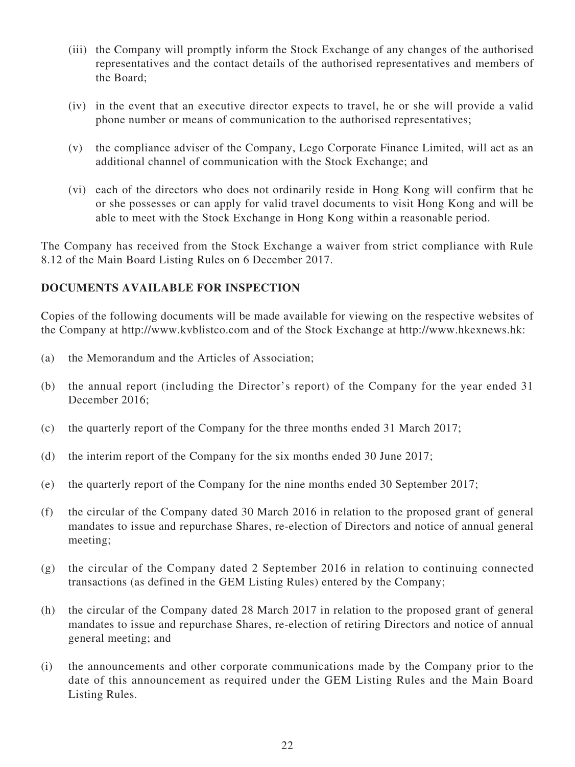(iii) the Company will promptly inform the Stock Exchange of any changes of the authorised representatives and the contact details of the authorised representatives and members of the Board;

(iv) in the event that an executive director expects to travel, he or she will provide a valid phone number or means of communication to the authorised representatives;

(v) the compliance adviser of the Company, Lego Corporate Finance Limited, will act as an additional channel of communication with the Stock Exchange; and

(vi) each of the directors who does not ordinarily reside in Hong Kong will confirm that he or she possesses or can apply for valid travel documents to visit Hong Kong and will be able to meet with the Stock Exchange in Hong Kong within a reasonable period.

The Company has received from the Stock Exchange a waiver from strict compliance with Rule 8.12 of the Main Board Listing Rules on 6 December 2017.

**DOCUMENTS AVAILABLE FOR INSPECTION**

Copies of the following documents will be made available for viewing on the respective websites of the Company at http://www.kvblistco.com and of the Stock Exchange at http://www.hkexnews.hk:

(a) the Memorandum and the Articles of Association;

(b) the annual report (including the Director's report) of the Company for the year ended 31 December 2016;

(c) the quarterly report of the Company for the three months ended 31 March 2017;

(d) the interim report of the Company for the six months ended 30 June 2017;

(e) the quarterly report of the Company for the nine months ended 30 September 2017;

(f) the circular of the Company dated 30 March 2016 in relation to the proposed grant of general mandates to issue and repurchase Shares, re-election of Directors and notice of annual general meeting;

(g) the circular of the Company dated 2 September 2016 in relation to continuing connected transactions (as defined in the GEM Listing Rules) entered by the Company;

(h) the circular of the Company dated 28 March 2017 in relation to the proposed grant of general mandates to issue and repurchase Shares, re-election of retiring Directors and notice of annual general meeting; and

(i) the announcements and other corporate communications made by the Company prior to the date of this announcement as required under the GEM Listing Rules and the Main Board Listing Rules.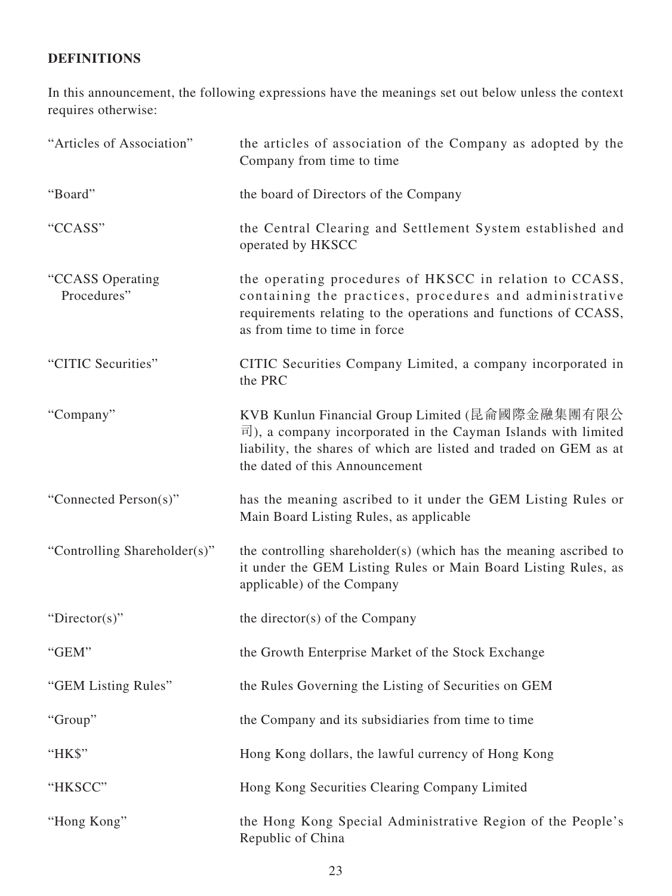**DEFINITIONS**

In this announcement, the following expressions have the meanings set out below unless the context requires otherwise:

| | |
|---|---|
| "Articles of Association" | the articles of association of the Company as adopted by the Company from time to time |
| "Board" | the board of Directors of the Company |
| "CCASS" | the Central Clearing and Settlement System established and operated by HKSCC |
| "CCASS Operating Procedures" | the operating procedures of HKSCC in relation to CCASS, containing the practices, procedures and administrative requirements relating to the operations and functions of CCASS, as from time to time in force |
| "CITIC Securities" | CITIC Securities Company Limited, a company incorporated in the PRC |
| "Company" | KVB Kunlun Financial Group Limited (昆侖國際金融集團有限公司), a company incorporated in the Cayman Islands with limited liability, the shares of which are listed and traded on GEM as at the dated of this Announcement |
| "Connected Person(s)" | has the meaning ascribed to it under the GEM Listing Rules or Main Board Listing Rules, as applicable |
| "Controlling Shareholder(s)" | the controlling shareholder(s) (which has the meaning ascribed to it under the GEM Listing Rules or Main Board Listing Rules, as applicable) of the Company |
| "Director(s)" | the director(s) of the Company |
| "GEM" | the Growth Enterprise Market of the Stock Exchange |
| "GEM Listing Rules" | the Rules Governing the Listing of Securities on GEM |
| "Group" | the Company and its subsidiaries from time to time |
| "HK$" | Hong Kong dollars, the lawful currency of Hong Kong |
| "HKSCC" | Hong Kong Securities Clearing Company Limited |
| "Hong Kong" | the Hong Kong Special Administrative Region of the People's Republic of China |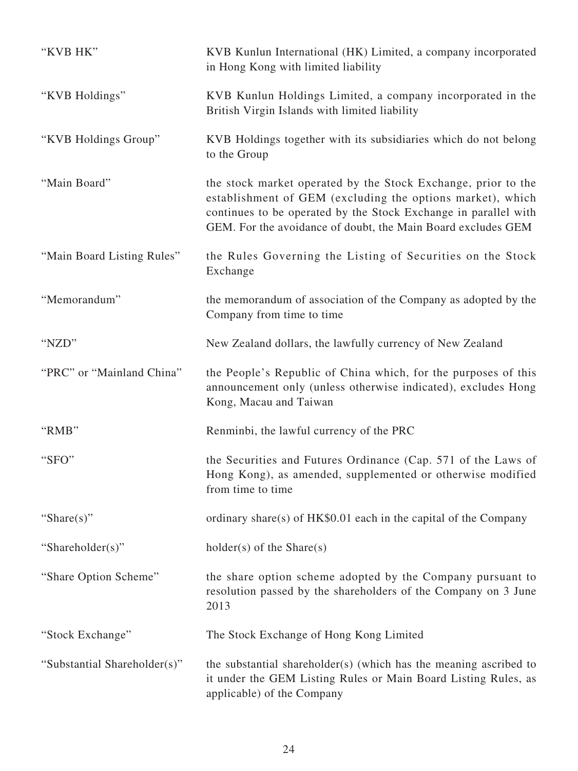| | |
|---|---|
| "KVB HK" | KVB Kunlun International (HK) Limited, a company incorporated in Hong Kong with limited liability |
| "KVB Holdings" | KVB Kunlun Holdings Limited, a company incorporated in the British Virgin Islands with limited liability |
| "KVB Holdings Group" | KVB Holdings together with its subsidiaries which do not belong to the Group |
| "Main Board" | the stock market operated by the Stock Exchange, prior to the establishment of GEM (excluding the options market), which continues to be operated by the Stock Exchange in parallel with GEM. For the avoidance of doubt, the Main Board excludes GEM |
| "Main Board Listing Rules" | the Rules Governing the Listing of Securities on the Stock Exchange |
| "Memorandum" | the memorandum of association of the Company as adopted by the Company from time to time |
| "NZD" | New Zealand dollars, the lawfully currency of New Zealand |
| "PRC" or "Mainland China" | the People's Republic of China which, for the purposes of this announcement only (unless otherwise indicated), excludes Hong Kong, Macau and Taiwan |
| "RMB" | Renminbi, the lawful currency of the PRC |
| "SFO" | the Securities and Futures Ordinance (Cap. 571 of the Laws of Hong Kong), as amended, supplemented or otherwise modified from time to time |
| "Share(s)" | ordinary share(s) of HK$0.01 each in the capital of the Company |
| "Shareholder(s)" | holder(s) of the Share(s) |
| "Share Option Scheme" | the share option scheme adopted by the Company pursuant to resolution passed by the shareholders of the Company on 3 June 2013 |
| "Stock Exchange" | The Stock Exchange of Hong Kong Limited |
| "Substantial Shareholder(s)" | the substantial shareholder(s) (which has the meaning ascribed to it under the GEM Listing Rules or Main Board Listing Rules, as applicable) of the Company |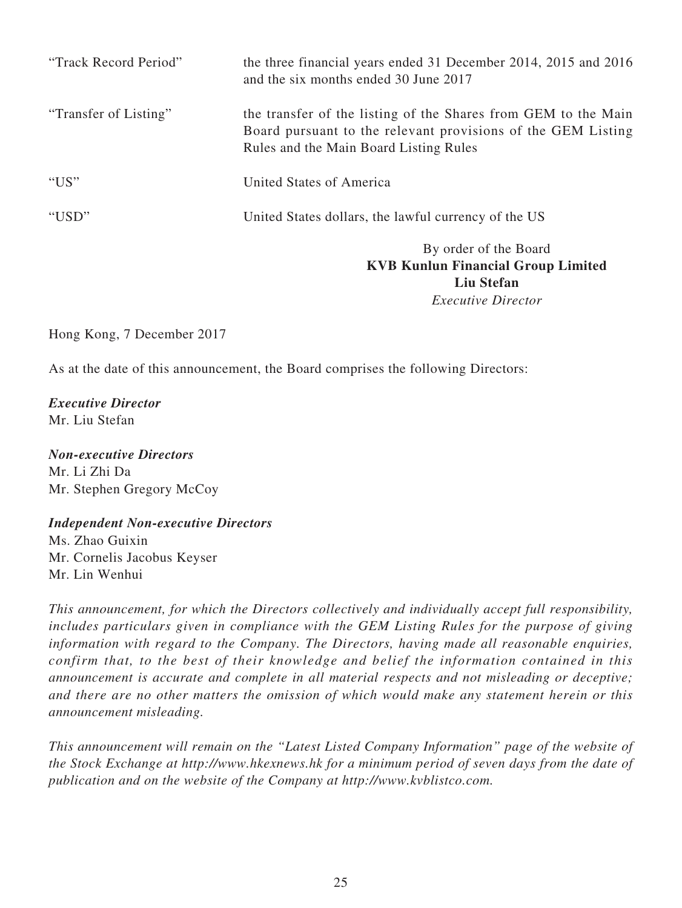| | |
|---|---|
| "Track Record Period" | the three financial years ended 31 December 2014, 2015 and 2016 and the six months ended 30 June 2017 |
| "Transfer of Listing" | the transfer of the listing of the Shares from GEM to the Main Board pursuant to the relevant provisions of the GEM Listing Rules and the Main Board Listing Rules |
| "US" | United States of America |
| "USD" | United States dollars, the lawful currency of the US |

By order of the Board
**KVB Kunlun Financial Group Limited**
**Liu Stefan**
*Executive Director*

Hong Kong, 7 December 2017

As at the date of this announcement, the Board comprises the following Directors:

***Executive Director***
Mr. Liu Stefan

***Non-executive Directors***
Mr. Li Zhi Da
Mr. Stephen Gregory McCoy

***Independent Non-executive Directors***
Ms. Zhao Guixin
Mr. Cornelis Jacobus Keyser
Mr. Lin Wenhui

*This announcement, for which the Directors collectively and individually accept full responsibility, includes particulars given in compliance with the GEM Listing Rules for the purpose of giving information with regard to the Company. The Directors, having made all reasonable enquiries, confirm that, to the best of their knowledge and belief the information contained in this announcement is accurate and complete in all material respects and not misleading or deceptive; and there are no other matters the omission of which would make any statement herein or this announcement misleading.*

*This announcement will remain on the "Latest Listed Company Information" page of the website of the Stock Exchange at http://www.hkexnews.hk for a minimum period of seven days from the date of publication and on the website of the Company at http://www.kvblistco.com.*